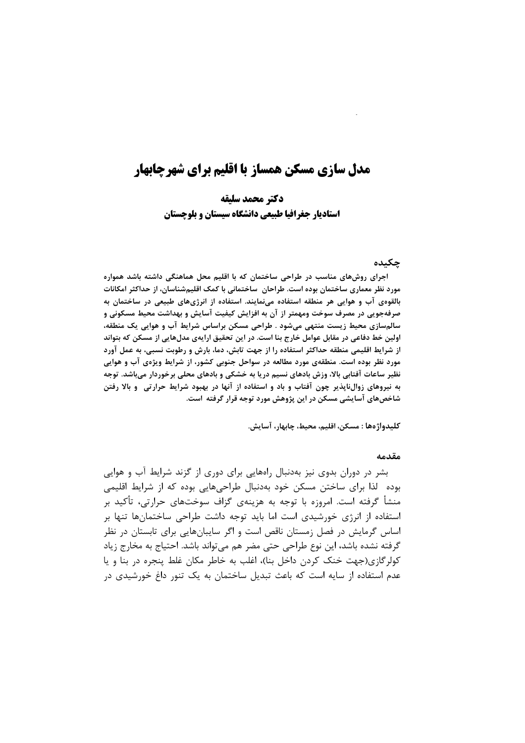# مدل سازی مسکن همساز با اقلیم برای شهر چابهار

**دکتر محمد سلیقه**

**استادیار جغرافیا طبیعی دانشگاه سیستان و بلوچستان**

## چکیده

**اجرای روش‌های مناسب در طراحی ساختمان که با اقلیم محل هماهنگی داشته باشد همواره مورد نظر معماری ساختمان بوده است. طراحان ساختمانی با کمک اقلیم‌شناسان، از حداکثر امکانات بالقوه‌ی آب و هوایی هر منطقه استفاده می‌نمایند. استفاده از انرژی‌های طبیعی در ساختمان به صرفه‌جویی در مصرف سوخت ومهمتر از آن به افزایش کیفیت آسایش و بهداشت محیط مسکونی و سالم‌سازی محیط زیست منتهی می‌شود . طراحی مسکن براساس شرایط آب و هوایی یک منطقه، اولین خط دفاعی در مقابل عوامل خارج بنا است. در این تحقیق ارایه‌ی مدل‌هایی از مسکن که بتواند از شرایط اقلیمی منطقه حداکثر استفاده را از جهت تابش، دما، بارش و رطوبت نسبی، به عمل آورد مورد نظر بوده است. منطقه‌ی مورد مطالعه در سواحل جنوبی کشور، از شرایط ویژه‌ی آب و هوایی نظیر ساعات آفتابی بالا، وزش بادهای نسیم دریا به خشکی و بادهای محلی برخوردار می‌باشد. توجه به نیروهای زوال‌ناپذیر چون آفتاب و باد و استفاده از آنها در بهبود شرایط حرارتی و بالا رفتن شاخص‌های آسایشی مسکن در این پژوهش مورد توجه قرار گرفته است.**

**کلیدواژه‌ها :** مسکن، اقلیم، محیط، چابهار، آسایش.

## مقدمه

بشر در دوران بدوی نیز به‌دنبال راه‌هایی برای دوری از گزند شرایط آب و هوایی بوده لذا برای ساختن مسکن خود به‌دنبال طراحی‌هایی بوده که از شرایط اقلیمی منشأ گرفته است. امروزه با توجه به هزینه‌ی گزاف سوخت‌های حرارتی، تأکید بر استفاده از انرژی خورشیدی است اما باید توجه داشت طراحی ساختمان‌ها تنها بر اساس گرمایش در فصل زمستان ناقص است و اگر سایبان‌هایی برای تابستان در نظر گرفته نشده باشد، این نوع طراحی حتی مضر هم می‌تواند باشد. احتیاج به مخارج زیاد کولرگازی(جهت خنک کردن داخل بنا)، اغلب به خاطر مکان غلط پنجره در بنا و یا عدم استفاده از سایه است که باعث تبدیل ساختمان به یک تنور داغ خورشیدی در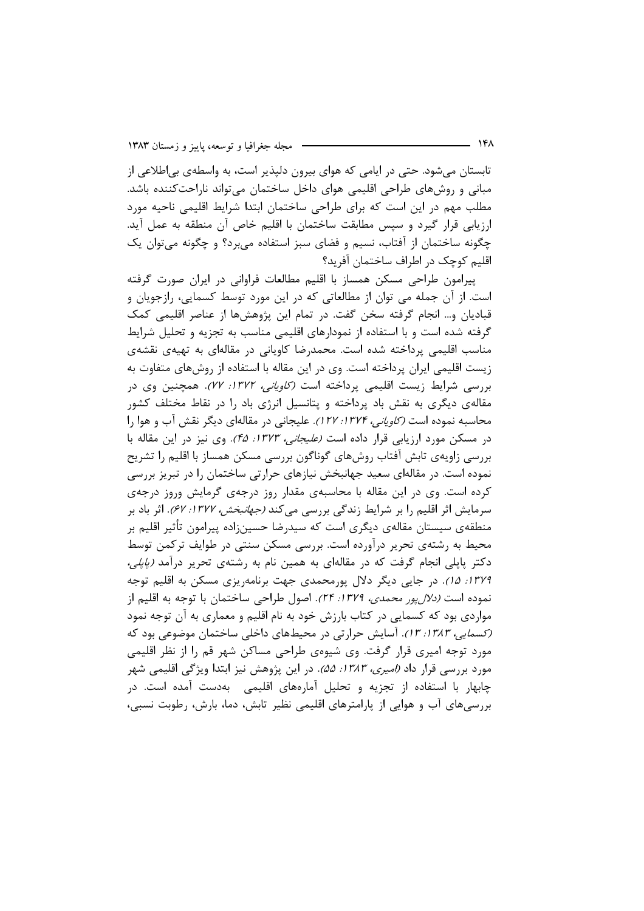تابستان می‌شود. حتی در ایامی که هوای بیرون دلپذیر است، به واسطه‌ی بی‌اطلاعی از مبانی و روش‌های طراحی اقلیمی هوای داخل ساختمان می‌تواند ناراحت‌کننده باشد. مطلب مهم در این است که برای طراحی ساختمان ابتدا شرایط اقلیمی ناحیه مورد ارزیابی قرار گیرد و سپس مطابقت ساختمان با اقلیم خاص آن منطقه به عمل آید. چگونه ساختمان از آفتاب، نسیم و فضای سبز استفاده می‌برد؟ و چگونه می‌توان یک اقلیم کوچک در اطراف ساختمان آفرید؟

پیرامون طراحی مسکن همساز با اقلیم مطالعات فراوانی در ایران صورت گرفته است. از آن جمله می توان از مطالعاتی که در این مورد توسط کسمایی، رازجویان و قبادیان و... انجام گرفته سخن گفت. در تمام این پژوهش‌ها از عناصر اقلیمی کمک گرفته شده است و با استفاده از نمودارهای اقلیمی مناسب به تجزیه و تحلیل شرایط مناسب اقلیمی پرداخته شده است. محمدرضا کاویانی در مقاله‌ای به تهیه‌ی نقشه‌ی زیست اقلیمی ایران پرداخته است. وی در این مقاله با استفاده از روش‌های متفاوت به بررسی شرایط زیست اقلیمی پرداخته است *(کاویانی، ۱۳۷۲: ۷۷)*. همچنین وی در مقاله‌ی دیگری به نقش باد پرداخته و پتانسیل انرژی باد را در نقاط مختلف کشور محاسبه نموده است *(کاویانی، ۱۳۷۴: ۱۲۷)*. علیجانی در مقاله‌ای دیگر نقش آب و هوا را در مسکن مورد ارزیابی قرار داده است *(علیجانی، ۱۳۷۳: ۴۵)*. وی نیز در این مقاله با بررسی زاویه‌ی تابش آفتاب روش‌های گوناگون بررسی مسکن همساز با اقلیم را تشریح نموده است. در مقاله‌ای سعید جهانبخش نیازهای حرارتی ساختمان را در تبریز بررسی کرده است. وی در این مقاله با محاسبه‌ی مقدار روز درجه‌ی گرمایش وروز درجه‌ی سرمایش اثر اقلیم را بر شرایط زندگی بررسی می‌کند *(جهانبخش، ۱۳۷۷: ۶۷)*. اثر باد بر منطقه‌ی سیستان مقاله‌ی دیگری است که سیدرضا حسین‌زاده پیرامون تأثیر اقلیم بر محیط به رشته‌ی تحریر درآورده است. بررسی مسکن سنتی در طوایف ترکمن توسط دکتر پاپلی انجام گرفت که در مقاله‌ای به همین نام به رشته‌ی تحریر درآمد *(پاپلی، ۱۳۷۹: ۱۵)*. در جایی دیگر دلال پورمحمدی جهت برنامه‌ریزی مسکن به اقلیم توجه نموده است *(دلال‌پور محمدی، ۱۳۷۹: ۲۴)*. اصول طراحی ساختمان با توجه به اقلیم از مواردی بود که کسمایی در کتاب بارزش خود به نام اقلیم و معماری به آن توجه نمود *(کسمایی، ۱۳۸۳: ۱۳)*. آسایش حرارتی در محیط‌های داخلی ساختمان موضوعی بود که مورد توجه امیری قرار گرفت. وی شیوه‌ی طراحی مساکن شهر قم را از نظر اقلیمی مورد بررسی قرار داد *(امیری، ۱۳۸۳: ۵۵)*. در این پژوهش نیز ابتدا ویژگی اقلیمی شهر چابهار با استفاده از تجزیه و تحلیل آماره‌های اقلیمی به‌دست آمده است. در بررسی‌های آب و هوایی از پارامترهای اقلیمی نظیر تابش، دما، بارش، رطوبت نسبی،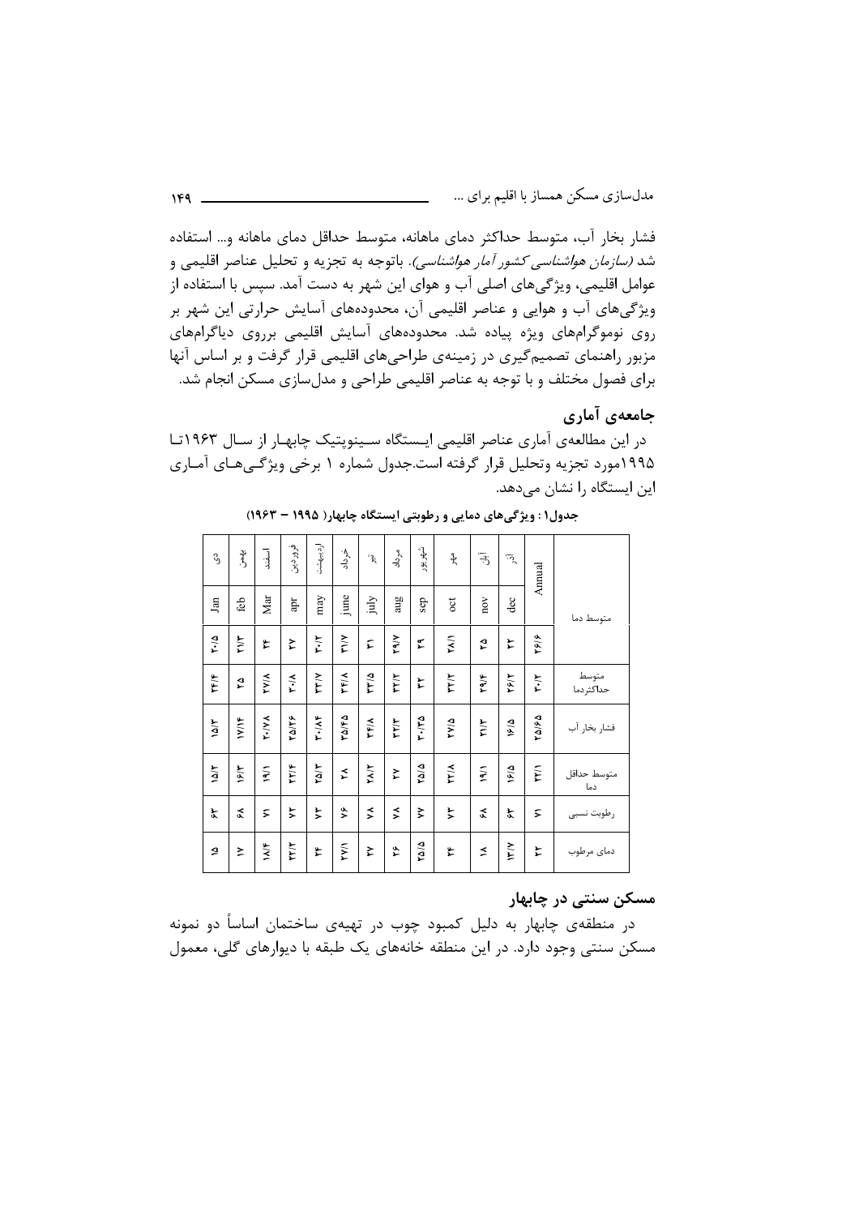فشار بخار آب، متوسط حداکثر دمای ماهانه، متوسط حداقل دمای ماهانه و... استفاده شد *(سازمان هواشناسی کشور آمار هواشناسی)*. باتوجه به تجزیه و تحلیل عناصر اقلیمی و عوامل اقلیمی، ویژگی‌های اصلی آب و هوای این شهر به دست آمد. سپس با استفاده از ویژگی‌های آب و هوایی و عناصر اقلیمی آن، محدوده‌های آسایش حرارتی این شهر بر روی نوموگرام‌های ویژه پیاده شد. محدوده‌های آسایش اقلیمی برروی دیاگرام‌های مزبور راهنمای تصمیم‌گیری در زمینه‌ی طراحی‌های اقلیمی قرار گرفت و بر اساس آنها برای فصول مختلف و با توجه به عناصر اقلیمی طراحی و مدل‌سازی مسکن انجام شد.

## جامعه‌ی آماری

در این مطالعه‌ی آماری عناصر اقلیمی ایستگاه سینوپتیک چابهار از سال ۱۹۶۳تا ۱۹۹۵مورد تجزیه وتحلیل قرار گرفته است.جدول شماره ۱ برخی ویژگی‌های آماری این ایستگاه را نشان می‌دهد.

**جدول۱: ویژگی‌های دمایی و رطوبتی ایستگاه چابهار( ۱۹۹۵ – ۱۹۶۳)**

| دی Jan | بهمن feb | اسفند Mar | فروردین apr | اردیبهشت may | خرداد june | تیر july | مرداد aug | شهریور sep | مهر oct | آبان nov | آذر dec | Annual | |
|---|---|---|---|---|---|---|---|---|---|---|---|---|---|
| ۲۰/۵ | ۲۱/۳ | ۲۴ | ۲۷ | ۳۰/۲ | ۳۱/۷ | ۳۱ | ۲۹/۷ | ۲۹ | ۲۸/۱ | ۲۵ | ۲۲ | ۲۶/۶ | متوسط دما |
| ۲۴/۴ | ۲۵ | ۲۷/۸ | ۳۰/۸ | ۳۳/۷ | ۳۴/۸ | ۳۳/۵ | ۳۲/۲ | ۳۲ | ۳۲/۲ | ۲۹/۴ | ۲۶/۲ | ۳۰/۲ | متوسط حداکثردما |
| ۱۵/۳ | ۱۷/۱۴ | ۲۰/۷۸ | ۲۵/۲۶ | ۳۰/۸۴ | ۳۵/۴۵ | ۳۴/۸ | ۳۲/۳ | ۳۰/۳۵ | ۲۷/۵ | ۲۱/۳ | ۱۶/۵ | ۲۵/۶۵ | فشار بخار آب |
| ۱۵/۲ | ۱۶/۳ | ۱۹/۱ | ۲۲/۴ | ۲۵/۳ | ۲۸ | ۲۸/۲ | ۲۷ | ۲۵/۵ | ۲۲/۸ | ۱۹/۱ | ۱۶/۵ | ۲۲/۱ | متوسط حداقل دما |
| ۶۴ | ۶۸ | ۷۱ | ۷۲ | ۷۳ | ۷۶ | ۷۸ | ۷۸ | ۷۷ | ۷۲ | ۶۸ | ۶۴ | ۷۱ | رطوبت نسبی |
| ۱۵ | ۱۷ | ۱۸/۴ | ۲۲/۲ | ۲۴ | ۲۷/۱ | ۲۷ | ۲۶ | ۲۵/۵ | ۲۴ | ۱۸ | ۱۳/۷ | ۲۲ | دمای مرطوب |

## مسکن سنتی در چابهار

در منطقه‌ی چابهار به دلیل کمبود چوب در تهیه‌ی ساختمان اساساً دو نمونه مسکن سنتی وجود دارد. در این منطقه خانه‌های یک طبقه با دیوارهای گلی، معمول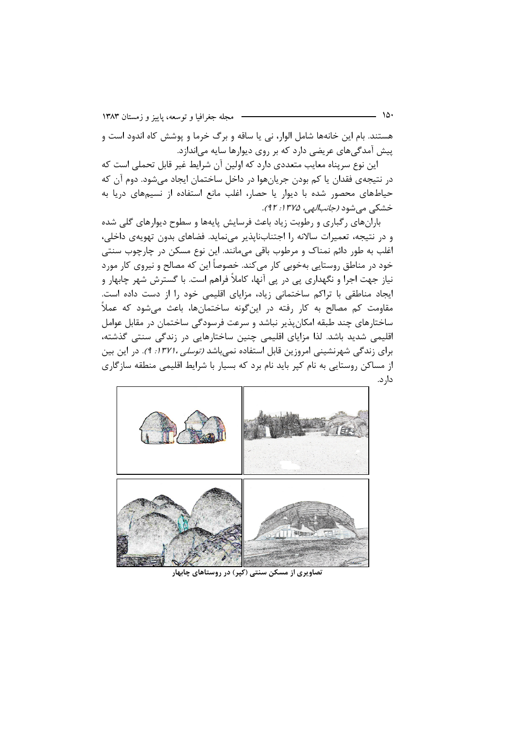هستند. بام این خانه‌ها شامل الوار، نی یا ساقه و برگ خرما و پوشش کاه اندود است و پیش آمدگی‌های عریضی دارد که بر روی دیوارها سایه می‌اندازد.

این نوع سرپناه معایب متعددی دارد که اولین آن شرایط غیر قابل تحملی است که در نتیجه‌ی فقدان یا کم بودن جریان‌هوا در داخل ساختمان ایجاد می‌شود. دوم آن که حیاط‌های محصور شده با دیوار یا حصار، اغلب مانع استفاده از نسیم‌های دریا به خشکی می‌شود *(جانب‌الهی، ۱۳۷۵: ۹۲)*.

باران‌های رگباری و رطوبت زیاد باعث فرسایش پایه‌ها و سطوح دیوارهای گلی شده و در نتیجه، تعمیرات سالانه را اجتناب‌ناپذیر می‌نماید. فضاهای بدون تهویه‌ی داخلی، اغلب به طور دائم نمناک و مرطوب باقی می‌مانند. این نوع مسکن در چارچوب سنتی خود در مناطق روستایی به‌خوبی کار می‌کند. خصوصاً این که مصالح و نیروی کار مورد نیاز جهت اجرا و نگهداری پی در پی آنها، کاملاً فراهم است. با گسترش شهر چابهار و ایجاد مناطقی با تراکم ساختمانی زیاد، مزایای اقلیمی خود را از دست داده است. مقاومت کم مصالح به کار رفته در این‌گونه ساختمان‌ها، باعث می‌شود که عملاً ساختارهای چند طبقه امکان‌پذیر نباشد و سرعت فرسودگی ساختمان در مقابل عوامل اقلیمی شدید باشد. لذا مزایای اقلیمی چنین ساختارهایی در زندگی سنتی گذشته، برای زندگی شهرنشینی امروزین قابل استفاده نمی‌باشد *(توسلی، ۱۳۷۱: ۹)*. در این بین از مساکن روستایی به نام کپر باید نام برد که بسیار با شرایط اقلیمی منطقه سازگاری دارد.

**تصاویری از مسکن سنتی (کپر) در روستاهای چابهار**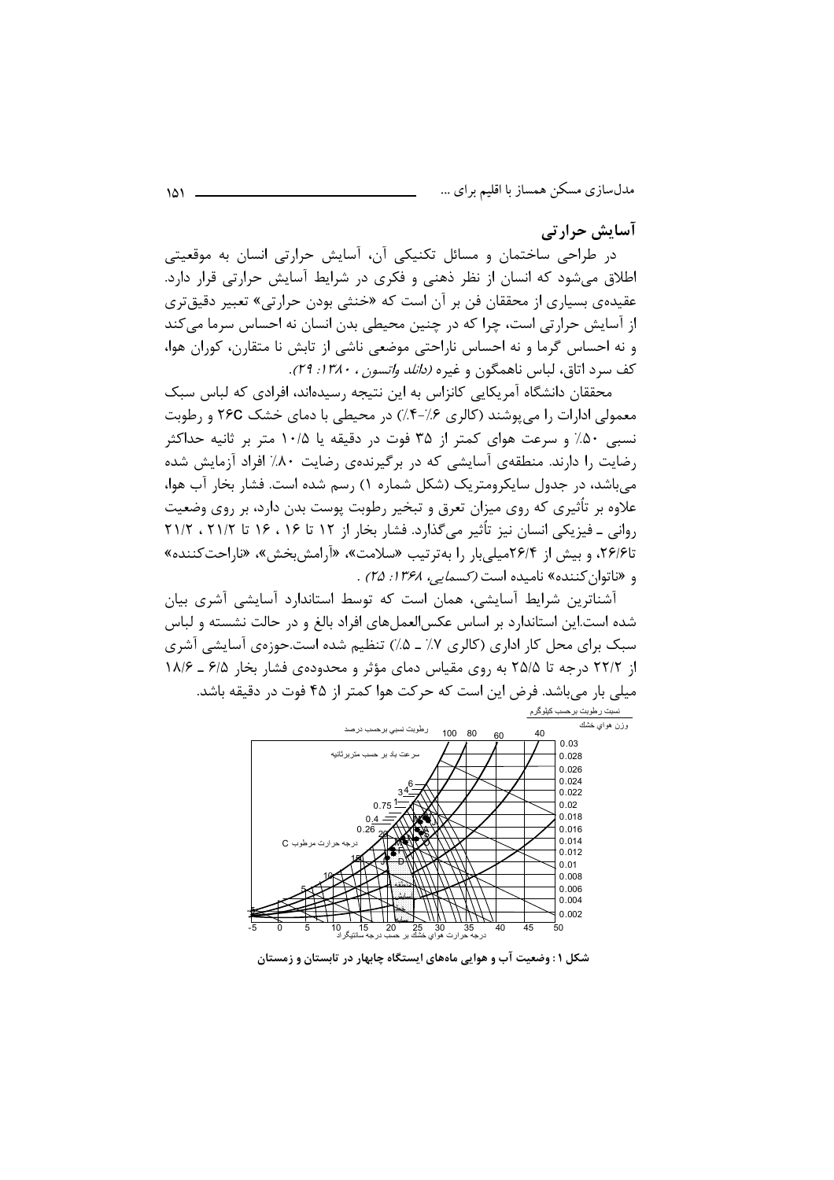## آسایش حرارتی

در طراحی ساختمان و مسائل تکنیکی آن، آسایش حرارتی انسان به موقعیتی اطلاق می‌شود که انسان از نظر ذهنی و فکری در شرایط آسایش حرارتی قرار دارد. عقیده‌ی بسیاری از محققان فن بر آن است که «خنثی بودن حرارتی» تعبیر دقیق‌تری از آسایش حرارتی است، چرا که در چنین محیطی بدن انسان نه احساس سرما می‌کند و نه احساس گرما و نه احساس ناراحتی موضعی ناشی از تابش نا متقارن، کوران هوا، کف سرد اتاق، لباس ناهمگون و غیره *(دانلد واتسون، ۱۳۸۰: ۲۹)*.

محققان دانشگاه آمریکایی کانزاس به این نتیجه رسیده‌اند، افرادی که لباس سبک معمولی ادارات را می‌پوشند (کالری ۶٪-۴٪) در محیطی با دمای خشک 26C و رطوبت نسبی ۵۰٪ و سرعت هوای کمتر از ۳۵ فوت در دقیقه یا ۱۰/۵ متر بر ثانیه حداکثر رضایت را دارند. منطقه‌ی آسایشی که در برگیرنده‌ی رضایت ۸۰٪ افراد آزمایش شده می‌باشد، در جدول سایکرومتریک (شکل شماره ۱) رسم شده است. فشار بخار آب هوا، علاوه بر تأثیری که روی میزان تعرق و تبخیر رطوبت پوست بدن دارد، بر روی وضعیت روانی ـ فیزیکی انسان نیز تأثیر می‌گذارد. فشار بخار از ۱۲ تا ۱۶ ، ۱۶ تا ۲۱/۲ ، ۲۱/۲ تا۲۶/۶، و بیش از ۲۶/۴میلی‌بار را به‌ترتیب «سلامت»، «آرامش‌بخش»، «ناراحت‌کننده» و «ناتوان‌کننده» نامیده است *(کسمایی، ۱۳۶۸: ۲۵)* .

آشناترین شرایط آسایشی، همان است که توسط استاندارد آسایشی آشری بیان شده است.این استاندارد بر اساس عکس‌العمل‌های افراد بالغ و در حالت نشسته و لباس سبک برای محل کار اداری (کالری ۷٪ ـ ۵٪) تنظیم شده است.حوزه‌ی آسایشی آشری از ۲۲/۲ درجه تا ۲۵/۵ به روی مقیاس دمای مؤثر و محدوده‌ی فشار بخار ۶/۵ ـ ۱۸/۶ میلی بار می‌باشد. فرض این است که حرکت هوا کمتر از ۴۵ فوت در دقیقه باشد.

**شکل ۱: وضعیت آب و هوایی ماه‌های ایستگاه چابهار در تابستان و زمستان**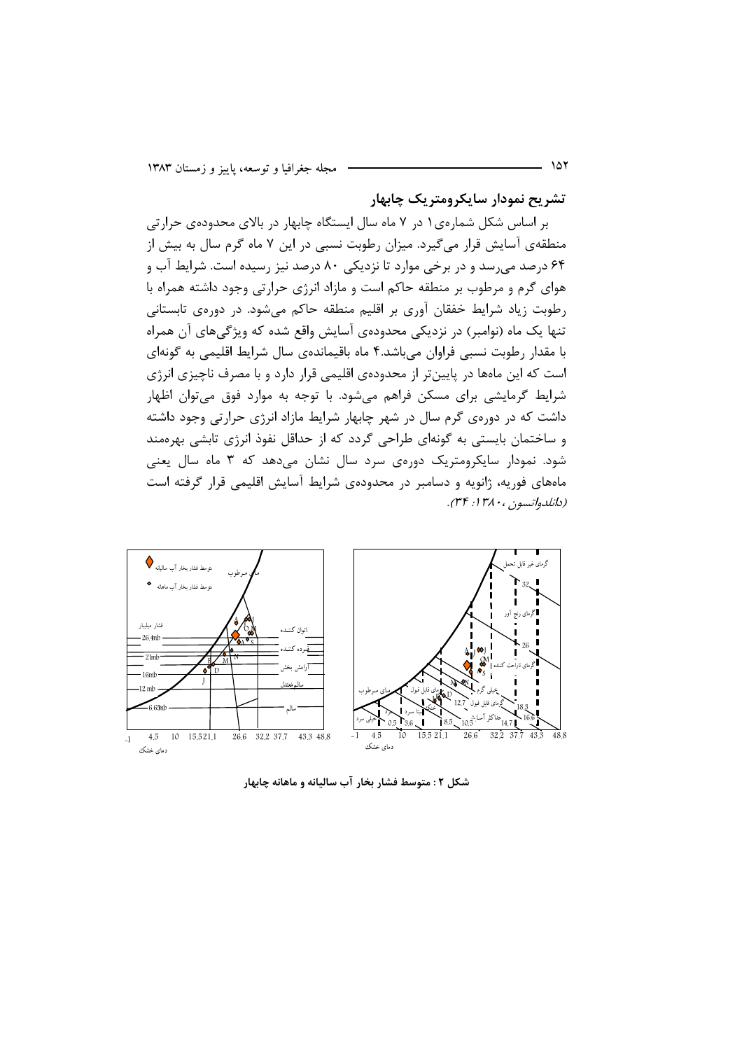## تشریح نمودار سایکرومتریک چابهار

بر اساس شکل شماره‌ی۱ در ۷ ماه سال ایستگاه چابهار در بالای محدوده‌ی حرارتی منطقه‌ی آسایش قرار می‌گیرد. میزان رطوبت نسبی در این ۷ ماه گرم سال به بیش از ۶۴ درصد می‌رسد و در برخی موارد تا نزدیکی ۸۰ درصد نیز رسیده است. شرایط آب و هوای گرم و مرطوب بر منطقه حاکم است و مازاد انرژی حرارتی وجود داشته همراه با رطوبت زیاد شرایط خفقان آوری بر اقلیم منطقه حاکم می‌شود. در دوره‌ی تابستانی تنها یک ماه (نوامبر) در نزدیکی محدوده‌ی آسایش واقع شده که ویژگی‌های آن همراه با مقدار رطوبت نسبی فراوان می‌باشد.۴ ماه باقیمانده‌ی سال شرایط اقلیمی به گونه‌ای است که این ماه‌ها در پایین‌تر از محدوده‌ی اقلیمی قرار دارد و با مصرف ناچیزی انرژی شرایط گرمایشی برای مسکن فراهم می‌شود. با توجه به موارد فوق می‌توان اظهار داشت که در دوره‌ی گرم سال در شهر چابهار شرایط مازاد انرژی حرارتی وجود داشته و ساختمان بایستی به گونه‌ای طراحی گردد که از حداقل نفوذ انرژی تابشی بهره‌مند شود. نمودار سایکرومتریک دوره‌ی سرد سال نشان می‌دهد که ۳ ماه سال یعنی ماه‌های فوریه، ژانویه و دسامبر در محدوده‌ی شرایط آسایش اقلیمی قرار گرفته است *(دانلدواتسون، ۱۳۸۰: ۳۴)*.

**شکل ۲ : متوسط فشار بخار آب سالیانه و ماهانه چابهار**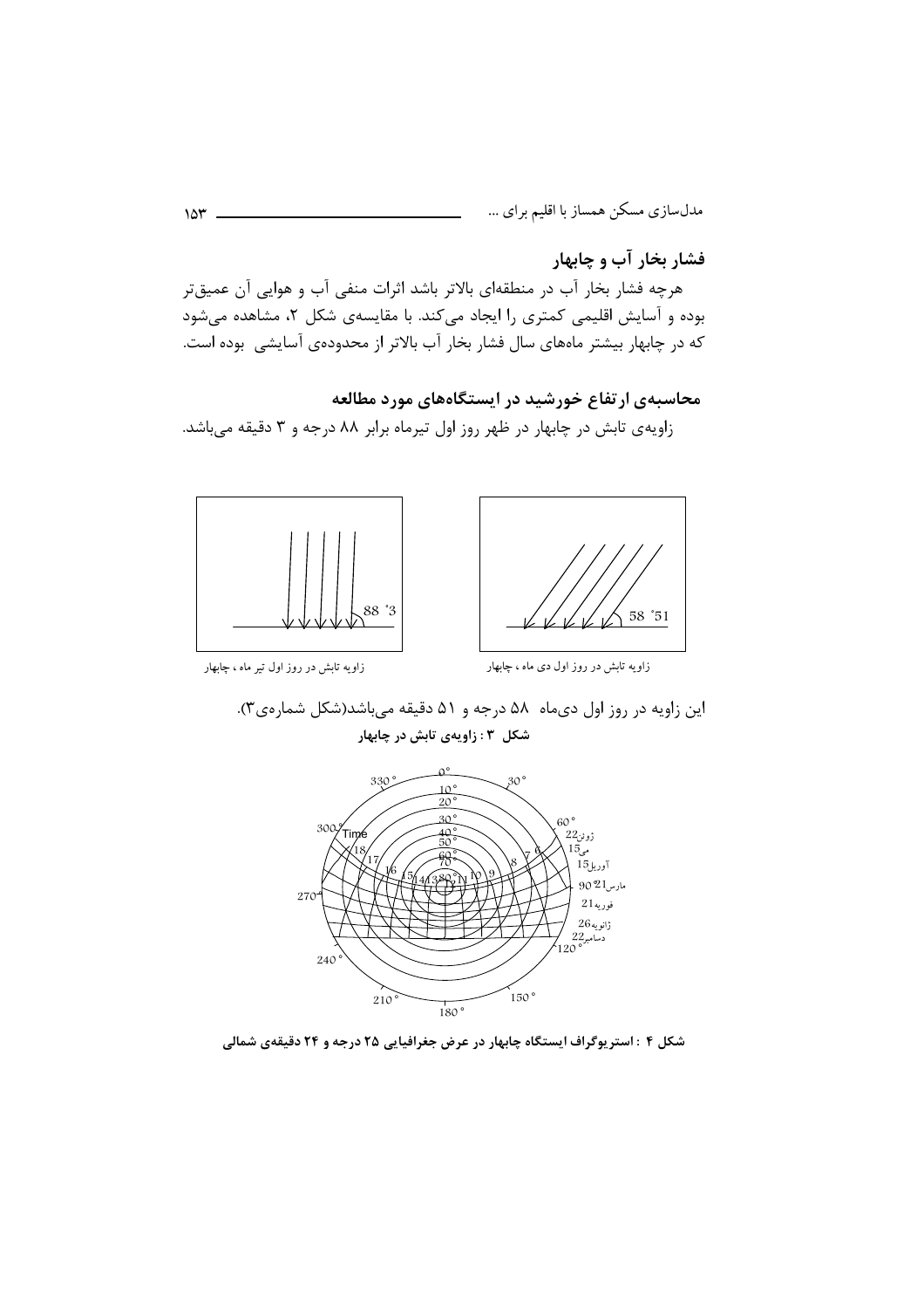## فشار بخار آب و چابهار

هرچه فشار بخار آب در منطقه‌ای بالاتر باشد اثرات منفی آب و هوایی آن عمیق‌تر بوده و آسایش اقلیمی کمتری را ایجاد می‌کند. با مقایسه‌ی شکل ۲، مشاهده می‌شود که در چابهار بیشتر ماه‌های سال فشار بخار آب بالاتر از محدوده‌ی آسایشی بوده است.

## محاسبه‌ی ارتفاع خورشید در ایستگاه‌های مورد مطالعه

زاویه‌ی تابش در چابهار در ظهر روز اول تیرماه برابر ۸۸ درجه و ۳ دقیقه می‌باشد.

زاویه تابش در روز اول تیر ماه، چابهار

زاویه تابش در روز اول دی ماه، چابهار

این زاویه در روز اول دی‌ماه ۵۸ درجه و ۵۱ دقیقه می‌باشد(شکل شماره‌ی۳).

**شکل ۳ : زاویه‌ی تابش در چابهار**

**شکل ۴ : استریوگراف ایستگاه چابهار در عرض جغرافیایی ۲۵ درجه و ۲۴ دقیقه‌ی شمالی**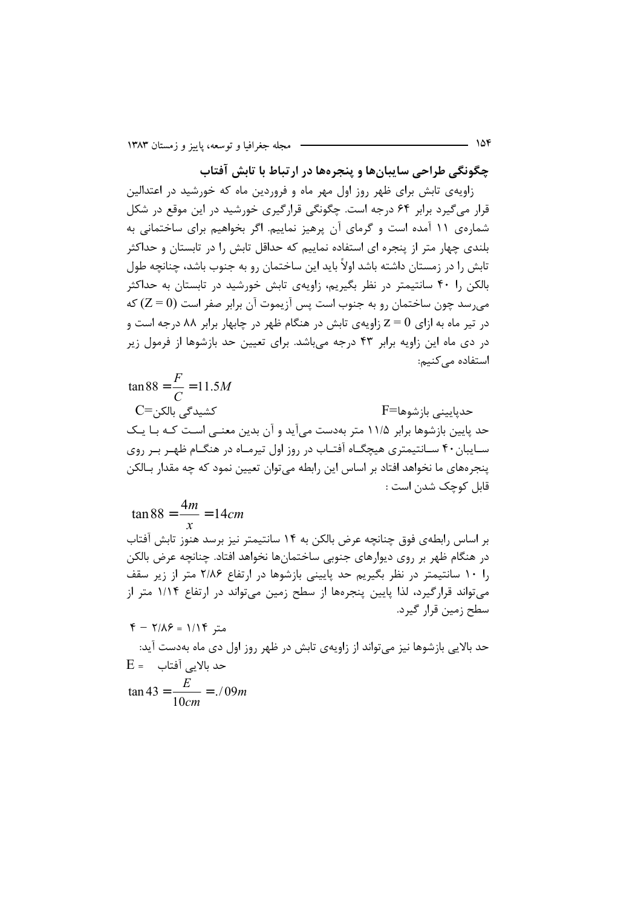## چگونگی طراحی سایبان‌ها و پنجره‌ها در ارتباط با تابش آفتاب

زاویه‌ی تابش برای ظهر روز اول مهر ماه و فروردین ماه که خورشید در اعتدالین قرار می‌گیرد برابر ۶۴ درجه است. چگونگی قرارگیری خورشید در این موقع در شکل شماره‌ی ۱۱ آمده است و گرمای آن پرهیز نماییم. اگر بخواهیم برای ساختمانی به بلندی چهار متر از پنجره ای استفاده نماییم که حداقل تابش را در تابستان و حداکثر تابش را در زمستان داشته باشد اولاً باید این ساختمان رو به جنوب باشد، چنانچه طول بالکن را ۴۰ سانتیمتر در نظر بگیریم، زاویه‌ی تابش خورشید در تابستان به حداکثر می‌رسد چون ساختمان رو به جنوب است پس آزیموت آن برابر صفر است $(Z = 0)$ که در تیر ماه به ازای $z = 0$ زاویه‌ی تابش در هنگام ظهر در چابهار برابر ۸۸ درجه است و در دی ماه این زاویه برابر ۴۳ درجه می‌باشد. برای تعیین حد بازشوها از فرمول زیر استفاده می‌کنیم:

$$\tan 88 = \frac{F}{C} = 11.5M$$

C= کشیدگی بالکن　　　　F= حدپایینی بازشوها

حد پایین بازشوها برابر ۱۱/۵ متر به‌دست می‌آید و آن بدین معنی است که با یک سایبان ۴۰ سانتیمتری هیچگاه آفتاب در روز اول تیرماه در هنگام ظهر بر روی پنجره‌های ما نخواهد افتاد بر اساس این رابطه می‌توان تعیین نمود که چه مقدار بالکن قابل کوچک شدن است :

$$\tan 88 = \frac{4m}{x} = 14cm$$

بر اساس رابطه‌ی فوق چنانچه عرض بالکن به ۱۴ سانتیمتر نیز برسد هنوز تابش آفتاب در هنگام ظهر بر روی دیوارهای جنوبی ساختمان‌ها نخواهد افتاد. چنانچه عرض بالکن را ۱۰ سانتیمتر در نظر بگیریم حد پایینی بازشوها در ارتفاع ۲/۸۶ متر از زیر سقف می‌تواند قرارگیرد، لذا پایین پنجره‌ها از سطح زمین می‌تواند در ارتفاع ۱/۱۴ متر از سطح زمین قرار گیرد.

۴ − ۲/۸۶ = ۱/۱۴ متر

حد بالایی بازشوها نیز می‌تواند از زاویه‌ی تابش در ظهر روز اول دی ماه به‌دست آید:

E = حد بالایی آفتاب

$$\tan 43 = \frac{E}{10cm} = ./09m$$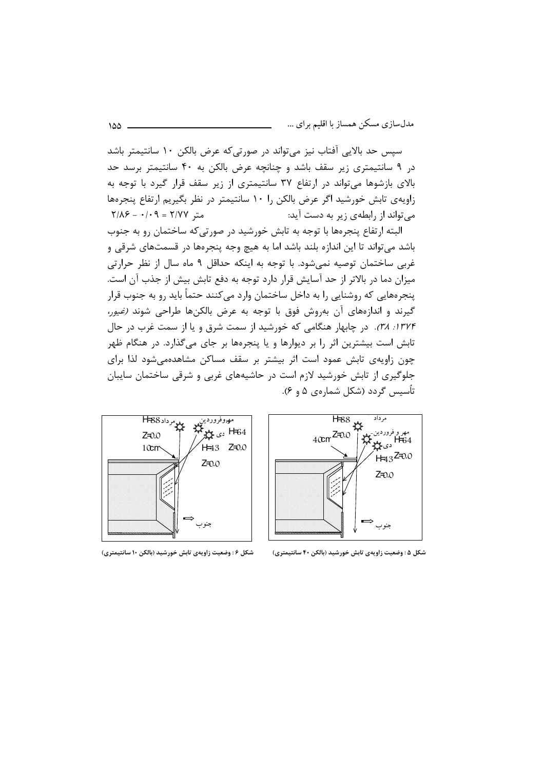سپس حد بالایی آفتاب نیز می‌تواند در صورتی‌که عرض بالکن ۱۰ سانتیمتر باشد در ۹ سانتیمتری زیر سقف باشد و چنانچه عرض بالکن به ۴۰ سانتیمتر برسد حد بالای بازشوها می‌تواند در ارتفاع ۳۷ سانتیمتری از زیر سقف قرار گیرد با توجه به زاویه‌ی تابش خورشید اگر عرض بالکن را ۱۰ سانتیمتر در نظر بگیریم ارتفاع پنجره‌ها می‌تواند از رابطه‌ی زیر به دست آید: متر ۲/۷۷ = ۰/۰۹ - ۲/۸۶

البته ارتفاع پنجره‌ها با توجه به تابش خورشید در صورتی‌که ساختمان رو به جنوب باشد می‌تواند تا این اندازه بلند باشد اما به هیچ وجه پنجره‌ها در قسمت‌های شرقی و غربی ساختمان توصیه نمی‌شود. با توجه به اینکه حداقل ۹ ماه سال از نظر حرارتی میزان دما در بالاتر از حد آسایش قرار دارد توجه به دفع تابش بیش از جذب آن است. پنجره‌هایی که روشنایی را به داخل ساختمان وارد می‌کنند حتماً باید رو به جنوب قرار گیرند و اندازه‌های آن به‌روش فوق با توجه به عرض بالکن‌ها طراحی شوند *(غیور، ۱۳۷۴: ۳۸)*. در چابهار هنگامی که خورشید از سمت شرق و یا از سمت غرب در حال تابش است بیشترین اثر را بر دیوارها و یا پنجره‌ها بر جای می‌گذارد. در هنگام ظهر چون زاویه‌ی تابش عمود است اثر بیشتر بر سقف مساکن مشاهده‌می‌شود لذا برای جلوگیری از تابش خورشید لازم است در حاشیه‌های غربی و شرقی ساختمان سایبان تأسیس گردد (شکل شماره‌ی ۵ و ۶).

**شکل ۵ : وضعیت زاویه‌ی تابش خورشید (بالکن ۴۰ سانتیمتری)**

**شکل ۶ : وضعیت زاویه‌ی تابش خورشید (بالکن ۱۰ سانتیمتری)**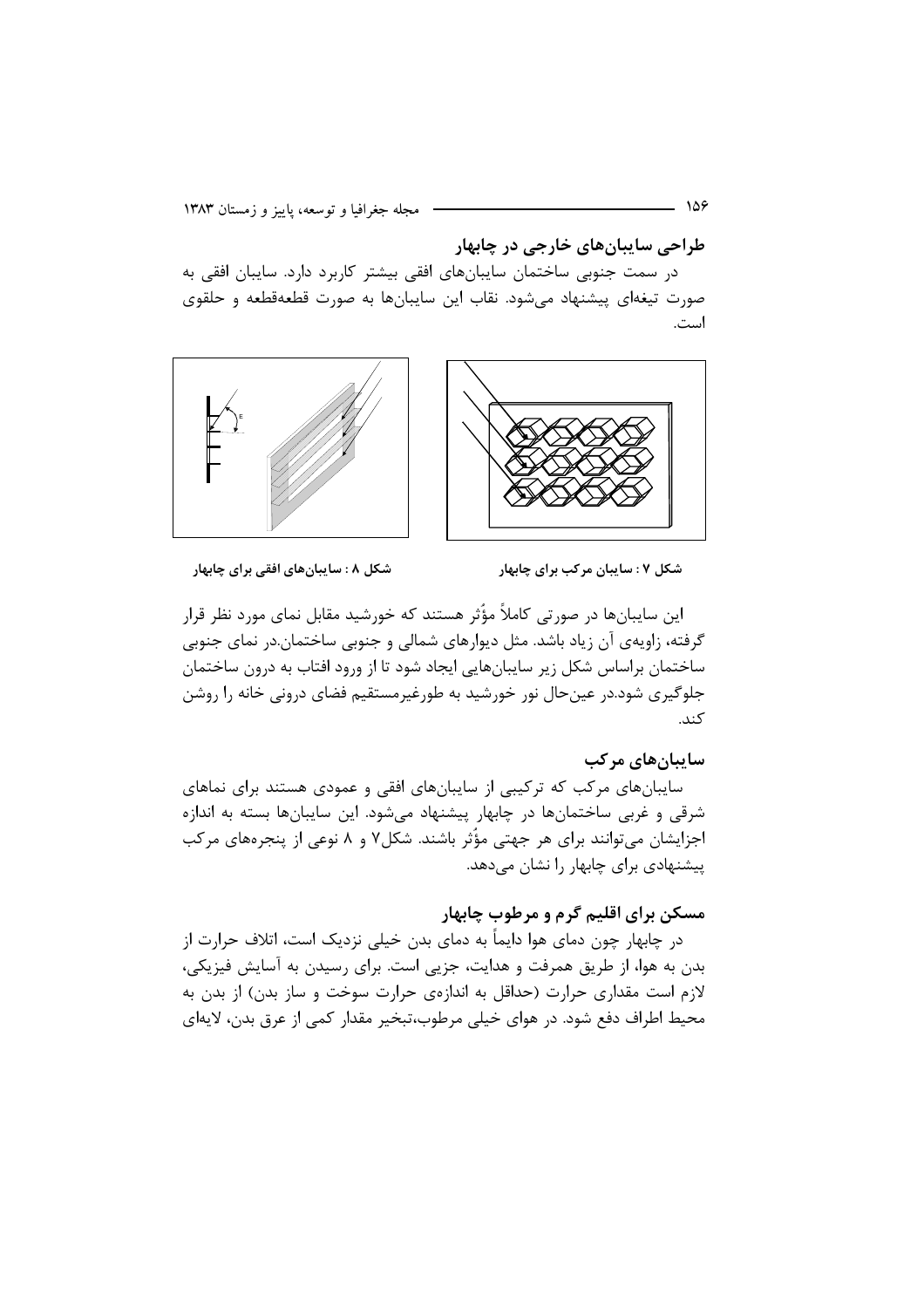## طراحی سایبان‌های خارجی در چابهار

در سمت جنوبی ساختمان سایبان‌های افقی بیشتر کاربرد دارد. سایبان افقی به صورت تیغه‌ای پیشنهاد می‌شود. نقاب این سایبان‌ها به صورت قطعه‌قطعه و حلقوی است.

شکل ۸ : سایبان‌های افقی برای چابهار

شکل ۷ : سایبان مرکب برای چابهار

این سایبان‌ها در صورتی کاملاً مؤثر هستند که خورشید مقابل نمای مورد نظر قرار گرفته، زاویه‌ی آن زیاد باشد. مثل دیوارهای شمالی و جنوبی ساختمان.در نمای جنوبی ساختمان براساس شکل زیر سایبان‌هایی ایجاد شود تا از ورود افتاب به درون ساختمان جلوگیری شود.در عین‌حال نور خورشید به طورغیرمستقیم فضای درونی خانه را روشن کند.

## سایبان‌های مرکب

سایبان‌های مرکب که ترکیبی از سایبان‌های افقی و عمودی هستند برای نماهای شرقی و غربی ساختمان‌ها در چابهار پیشنهاد می‌شود. این سایبان‌ها بسته به اندازه اجزایشان می‌توانند برای هر جهتی مؤثر باشند. شکل۷ و ۸ نوعی از پنجره‌های مرکب پیشنهادی برای چابهار را نشان می‌دهد.

## مسکن برای اقلیم گرم و مرطوب چابهار

در چابهار چون دمای هوا دایماً به دمای بدن خیلی نزدیک است، اتلاف حرارت از بدن به هوا، از طریق همرفت و هدایت، جزیی است. برای رسیدن به آسایش فیزیکی، لازم است مقداری حرارت (حداقل به اندازه‌ی حرارت سوخت و ساز بدن) از بدن به محیط اطراف دفع شود. در هوای خیلی مرطوب،تبخیر مقدار کمی از عرق بدن، لایه‌ای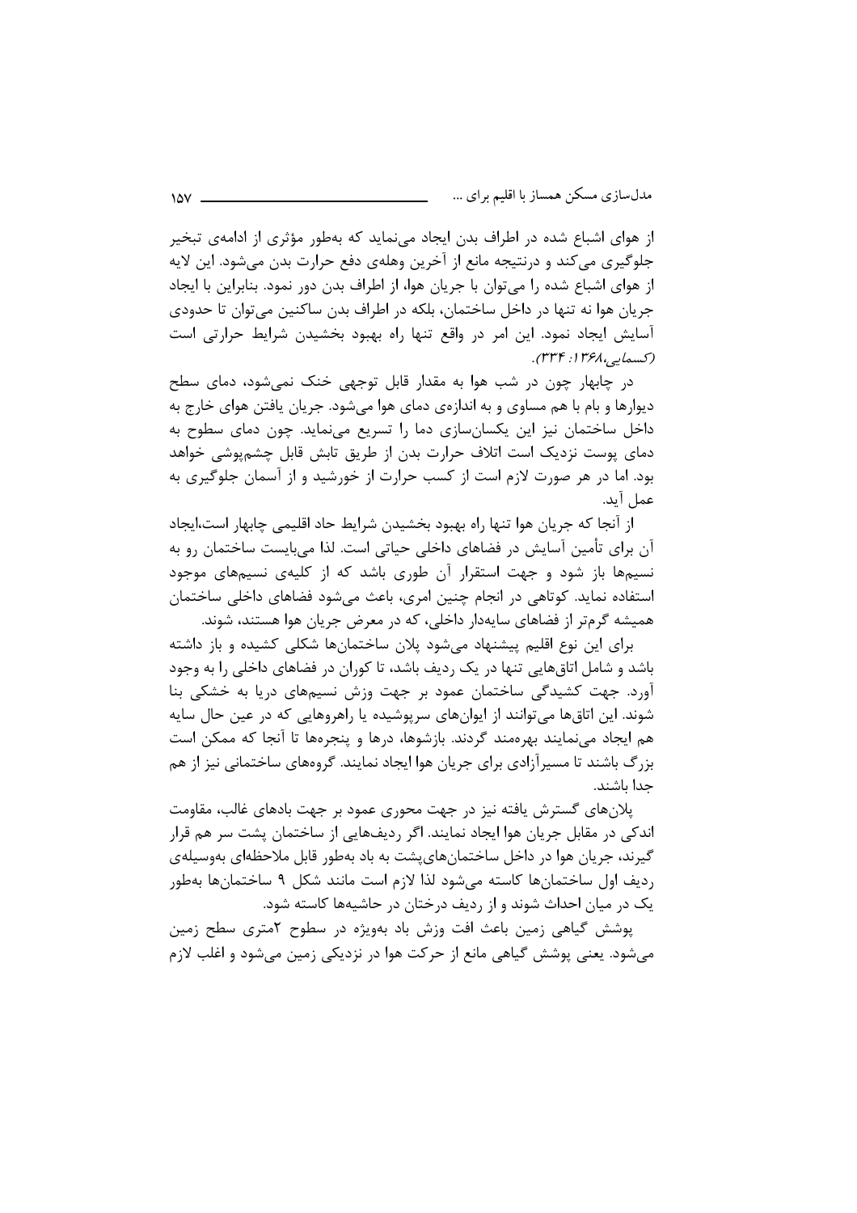از هوای اشباع شده در اطراف بدن ایجاد می‌نماید که به‌طور مؤثری از ادامه‌ی تبخیر جلوگیری می‌کند و درنتیجه مانع از آخرین وهله‌ی دفع حرارت بدن می‌شود. این لایه از هوای اشباع شده را می‌توان با جریان هوا، از اطراف بدن دور نمود. بنابراین با ایجاد جریان هوا نه تنها در داخل ساختمان، بلکه در اطراف بدن ساکنین می‌توان تا حدودی آسایش ایجاد نمود. این امر در واقع تنها راه بهبود بخشیدن شرایط حرارتی است (کسمایی، ۱۳۶۸: ۳۳۴).

در چابهار چون در شب هوا به مقدار قابل توجهی خنک نمی‌شود، دمای سطح دیوارها و بام با هم مساوی و به اندازه‌ی دمای هوا می‌شود. جریان یافتن هوای خارج به داخل ساختمان نیز این یکسان‌سازی دما را تسریع می‌نماید. چون دمای سطوح به دمای پوست نزدیک است اتلاف حرارت بدن از طریق تابش قابل چشم‌پوشی خواهد بود. اما در هر صورت لازم است از کسب حرارت از خورشید و از آسمان جلوگیری به عمل آید.

از آنجا که جریان هوا تنها راه بهبود بخشیدن شرایط حاد اقلیمی چابهار است،ایجاد آن برای تأمین آسایش در فضاهای داخلی حیاتی است. لذا می‌بایست ساختمان رو به نسیم‌ها باز شود و جهت استقرار آن طوری باشد که از کلیه‌ی نسیم‌های موجود استفاده نماید. کوتاهی در انجام چنین امری، باعث می‌شود فضاهای داخلی ساختمان همیشه گرم‌تر از فضاهای سایه‌دار داخلی، که در معرض جریان هوا هستند، شوند.

برای این نوع اقلیم پیشنهاد می‌شود پلان ساختمان‌ها شکلی کشیده و باز داشته باشد و شامل اتاق‌هایی تنها در یک ردیف باشد، تا کوران در فضاهای داخلی را به وجود آورد. جهت کشیدگی ساختمان عمود بر جهت وزش نسیم‌های دریا به خشکی بنا شوند. این اتاق‌ها می‌توانند از ایوان‌های سرپوشیده یا راهروهایی که در عین حال سایه هم ایجاد می‌نمایند بهره‌مند گردند. بازشوها، درها و پنجره‌ها تا آنجا که ممکن است بزرگ باشند تا مسیرآزادی برای جریان هوا ایجاد نمایند. گروه‌های ساختمانی نیز از هم جدا باشند.

پلان‌های گسترش یافته نیز در جهت محوری عمود بر جهت بادهای غالب، مقاومت اندکی در مقابل جریان هوا ایجاد نمایند. اگر ردیف‌هایی از ساختمان پشت سر هم قرار گیرند، جریان هوا در داخل ساختمان‌های‌پشت به باد به‌طور قابل ملاحظه‌ای به‌وسیله‌ی ردیف اول ساختمان‌ها کاسته می‌شود لذا لازم است مانند شکل ۹ ساختمان‌ها به‌طور یک در میان احداث شوند و از ردیف درختان در حاشیه‌ها کاسته شود.

پوشش گیاهی زمین باعث افت وزش باد به‌ویژه در سطوح ۲متری سطح زمین می‌شود. یعنی پوشش گیاهی مانع از حرکت هوا در نزدیکی زمین می‌شود و اغلب لازم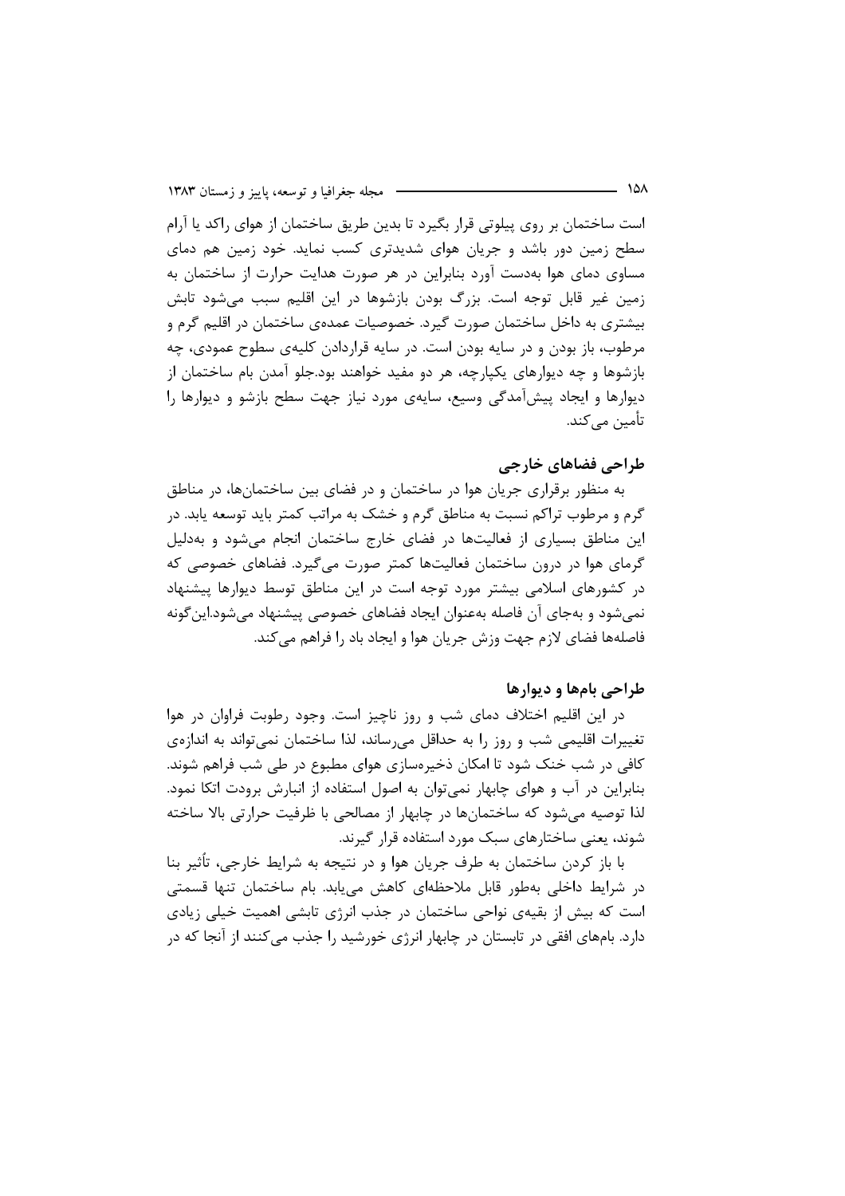است ساختمان بر روی پیلوتی قرار بگیرد تا بدین طریق ساختمان از هوای راکد یا آرام سطح زمین دور باشد و جریان هوای شدیدتری کسب نماید. خود زمین هم دمای مساوی دمای هوا به‌دست آورد بنابراین در هر صورت هدایت حرارت از ساختمان به زمین غیر قابل توجه است. بزرگ بودن بازشوها در این اقلیم سبب می‌شود تابش بیشتری به داخل ساختمان صورت گیرد. خصوصیات عمده‌ی ساختمان در اقلیم گرم و مرطوب، باز بودن و در سایه بودن است. در سایه قراردادن کلیه‌ی سطوح عمودی، چه بازشوها و چه دیوارهای یکپارچه، هر دو مفید خواهند بود.جلو آمدن بام ساختمان از دیوارها و ایجاد پیش‌آمدگی وسیع، سایه‌ی مورد نیاز جهت سطح بازشو و دیوارها را تأمین می‌کند.

## طراحی فضاهای خارجی

به منظور برقراری جریان هوا در ساختمان و در فضای بین ساختمان‌ها، در مناطق گرم و مرطوب تراکم نسبت به مناطق گرم و خشک به مراتب کمتر باید توسعه یابد. در این مناطق بسیاری از فعالیت‌ها در فضای خارج ساختمان انجام می‌شود و به‌دلیل گرمای هوا در درون ساختمان فعالیت‌ها کمتر صورت می‌گیرد. فضاهای خصوصی که در کشورهای اسلامی بیشتر مورد توجه است در این مناطق توسط دیوارها پیشنهاد نمی‌شود و به‌جای آن فاصله به‌عنوان ایجاد فضاهای خصوصی پیشنهاد می‌شود.این‌گونه فاصله‌ها فضای لازم جهت وزش جریان هوا و ایجاد باد را فراهم می‌کند.

## طراحی بام‌ها و دیوارها

در این اقلیم اختلاف دمای شب و روز ناچیز است. وجود رطوبت فراوان در هوا تغییرات اقلیمی شب و روز را به حداقل می‌رساند، لذا ساختمان نمی‌تواند به اندازه‌ی کافی در شب خنک شود تا امکان ذخیره‌سازی هوای مطبوع در طی شب فراهم شوند. بنابراین در آب و هوای چابهار نمی‌توان به اصول استفاده از انبارش برودت اتکا نمود. لذا توصیه می‌شود که ساختمان‌ها در چابهار از مصالحی با ظرفیت حرارتی بالا ساخته شوند، یعنی ساختارهای سبک مورد استفاده قرار گیرند.

با باز کردن ساختمان به طرف جریان هوا و در نتیجه به شرایط خارجی، تأثیر بنا در شرایط داخلی به‌طور قابل ملاحظه‌ای کاهش می‌یابد. بام ساختمان تنها قسمتی است که بیش از بقیه‌ی نواحی ساختمان در جذب انرژی تابشی اهمیت خیلی زیادی دارد. بام‌های افقی در تابستان در چابهار انرژی خورشید را جذب می‌کنند از آنجا که در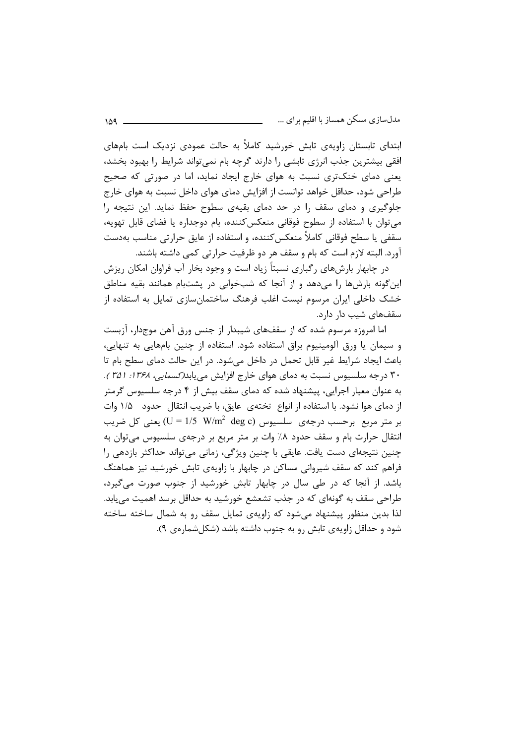ابتدای تابستان زاویه‌ی تابش خورشید کاملاً به حالت عمودی نزدیک است بام‌های افقی بیشترین جذب انرژی تابشی را دارند گرچه بام نمی‌تواند شرایط را بهبود بخشد، یعنی دمای خنک‌تری نسبت به هوای خارج ایجاد نماید، اما در صورتی که صحیح طراحی شود، حداقل خواهد توانست از افزایش دمای هوای داخل نسبت به هوای خارج جلوگیری و دمای سقف را در حد دمای بقیه‌ی سطوح حفظ نماید. این نتیجه را می‌توان با استفاده از سطوح فوقانی منعکس‌کننده، بام دوجداره یا فضای قابل تهویه، سقفی یا سطح فوقانی کاملاً منعکس‌کننده، و استفاده از عایق حرارتی مناسب به‌دست آورد. البته لازم است که بام و سقف هر دو ظرفیت حرارتی کمی داشته باشند.

در چابهار بارش‌های رگباری نسبتاً زیاد است و وجود بخار آب فراوان امکان ریزش این‌گونه بارش‌ها را می‌دهد و از آنجا که شب‌خوابی در پشت‌بام همانند بقیه مناطق خشک داخلی ایران مرسوم نیست اغلب فرهنگ ساختمان‌سازی تمایل به استفاده از سقف‌های شیب دار دارد.

اما امروزه مرسوم شده که از سقف‌های شیبدار از جنس ورق آهن موجدار، آزبست و سیمان یا ورق آلومینیوم براق استفاده شود. استفاده از چنین بام‌هایی به تنهایی، باعث ایجاد شرایط غیر قابل تحمل در داخل می‌شود. در این حالت دمای سطح بام تا ۳۰ درجه سلسیوس نسبت به دمای هوای خارج افزایش می‌یابد(*کسمایی، ۱۳۶۸: ۳۵۱*). به عنوان معیار اجرایی، پیشنهاد شده که دمای سقف بیش از ۴ درجه سلسیوس گرمتر از دمای هوا نشود. با استفاده از انواع تخته‌ی عایق، با ضریب انتقال حدود ۱/۵ وات بر متر مربع برحسب درجه‌ی سلسیوس ($U = 1/5 \ W/m^2 \ deg \ c$) یعنی کل ضریب انتقال حرارت بام و سقف حدود ۰/۸ وات بر متر مربع بر درجه‌ی سلسیوس می‌توان به چنین نتیجه‌ای دست یافت. عایقی با چنین ویژگی، زمانی می‌تواند حداکثر بازدهی را فراهم کند که سقف شیروانی مساکن در چابهار با زاویه‌ی تابش خورشید نیز هماهنگ باشد. از آنجا که در طی سال در چابهار تابش خورشید از جنوب صورت می‌گیرد، طراحی سقف به گونه‌ای که در جذب تشعشع خورشید به حداقل برسد اهمیت می‌یابد. لذا بدین منظور پیشنهاد می‌شود که زاویه‌ی تمایل سقف رو به شمال ساخته ساخته شود و حداقل زاویه‌ی تابش رو به جنوب داشته باشد (شکل‌شماره‌ی ۹).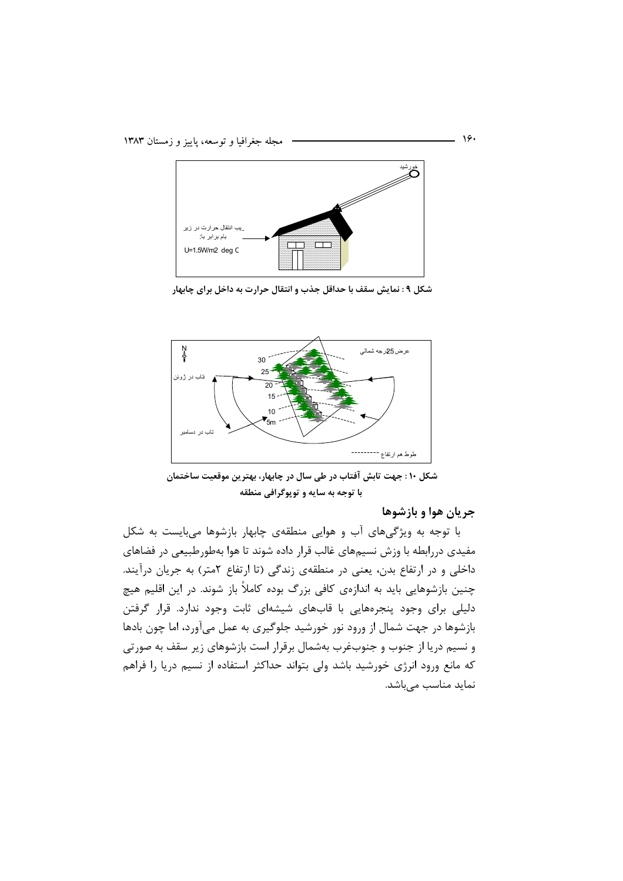شکل ۹ : نمایش سقف با حداقل جذب و انتقال حرارت به داخل برای چابهار

شکل ۱۰ : جهت تابش آفتاب در طی سال در چابهار، بهترین موقعیت ساختمان با توجه به سایه و توپوگرافی منطقه

## جریان هوا و بازشوها

با توجه به ویژگی‌های آب و هوایی منطقه‌ی چابهار بازشوها می‌بایست به شکل مفیدی دررابطه با وزش نسیم‌های غالب قرار داده شوند تا هوا به‌طورطبیعی در فضاهای داخلی و در ارتفاع بدن، یعنی در منطقه‌ی زندگی (تا ارتفاع ۲متر) به جریان درآیند. چنین بازشوهایی باید به اندازه‌ی کافی بزرگ بوده کاملاً باز شوند. در این اقلیم هیچ دلیلی برای وجود پنجره‌هایی با قاب‌های شیشه‌ای ثابت وجود ندارد. قرار گرفتن بازشوها در جهت شمال از ورود نور خورشید جلوگیری به عمل می‌آورد، اما چون بادها و نسیم دریا از جنوب و جنوب‌غرب به‌شمال برقرار است بازشوهای زیر سقف به صورتی که مانع ورود انرژی خورشید باشد ولی بتواند حداکثر استفاده از نسیم دریا را فراهم نماید مناسب می‌باشد.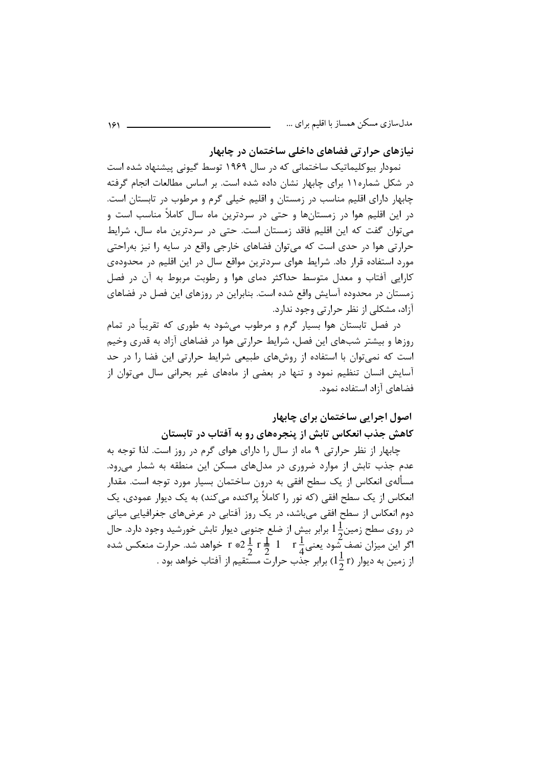## نیازهای حرارتی فضاهای داخلی ساختمان در چابهار

نمودار بیوکلیماتیک ساختمانی که در سال ۱۹۶۹ توسط گیونی پیشنهاد شده است در شکل شماره۱۱ برای چابهار نشان داده شده است. بر اساس مطالعات انجام گرفته چابهار دارای اقلیم مناسب در زمستان و اقلیم خیلی گرم و مرطوب در تابستان است. در این اقلیم هوا در زمستان‌ها و حتی در سردترین ماه سال کاملاً مناسب است و می‌توان گفت که این اقلیم فاقد زمستان است. حتی در سردترین ماه سال، شرایط حرارتی هوا در حدی است که می‌توان فضاهای خارجی واقع در سایه را نیز به‌راحتی مورد استفاده قرار داد. شرایط هوای سردترین مواقع سال در این اقلیم در محدوده‌ی کارایی آفتاب و معدل متوسط حداکثر دمای هوا و رطوبت مربوط به آن در فصل زمستان در محدوده آسایش واقع شده است. بنابراین در روزهای این فصل در فضاهای آزاد، مشکلی از نظر حرارتی وجود ندارد.

در فصل تابستان هوا بسیار گرم و مرطوب می‌شود به طوری که تقریباً در تمام روزها و بیشتر شب‌های این فصل، شرایط حرارتی هوا در فضاهای آزاد به قدری وخیم است که نمی‌توان با استفاده از روش‌های طبیعی شرایط حرارتی این فضا را در حد آسایش انسان تنظیم نمود و تنها در بعضی از ماه‌های غیر بحرانی سال می‌توان از فضاهای آزاد استفاده نمود.

## اصول اجرایی ساختمان برای چابهار

### کاهش جذب انعکاس تابش از پنجره‌های رو به آفتاب در تابستان

چابهار از نظر حرارتی ۹ ماه از سال را دارای هوای گرم در روز است. لذا توجه به عدم جذب تابش از موارد ضروری در مدل‌های مسکن این منطقه به شمار می‌رود. مسأله‌ی انعکاس از یک سطح افقی به درون ساختمان بسیار مورد توجه است. مقدار انعکاس از یک سطح افقی (که نور را کاملاً پراکنده می‌کند) به یک دیوار عمودی، یک دوم انعکاس از سطح افقی می‌باشد، در یک روز آفتابی در عرض‌های جغرافیایی میانی در روی سطح زمین $1\frac{1}{2}$ برابر بیش از ضلع جنوبی دیوار تابش خورشید وجود دارد. حال اگر این میزان نصف شود یعنی $r\frac{1}{4} \quad 1 \quad r\frac{1}{2}\ r\frac{1}{2} * 2\ r$ خواهد شد. حرارت منعکس شده از زمین به دیوار $(1\frac{1}{2}r)$ برابر جذب حرارت مستقیم از آفتاب خواهد بود .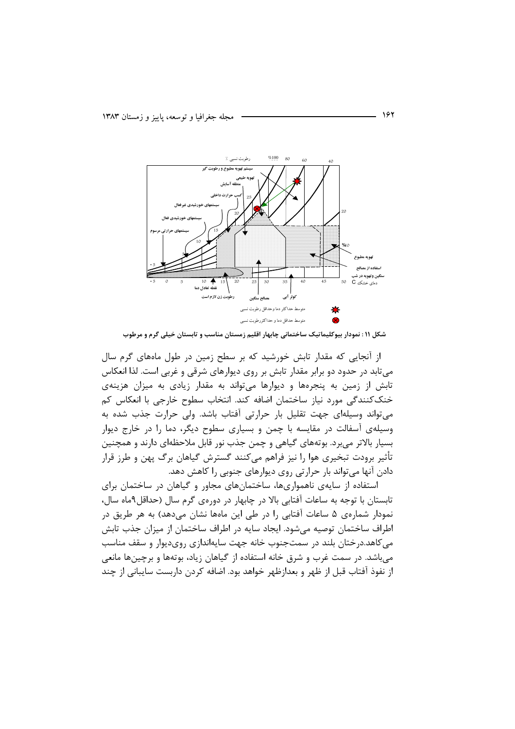شکل ۱۱ : نمودار بیوکلیماتیک ساختمانی چابهار اقلیم زمستان مناسب و تابستان خیلی گرم و مرطوب

از آنجایی که مقدار تابش خورشید که بر سطح زمین در طول ماه‌های گرم سال می‌تابد در حدود دو برابر مقدار تابش بر روی دیوارهای شرقی و غربی است. لذا انعکاس تابش از زمین به پنجره‌ها و دیوارها می‌تواند به مقدار زیادی به میزان هزینه‌ی خنک‌کنندگی مورد نیاز ساختمان اضافه کند. انتخاب سطوح خارجی با انعکاس کم می‌تواند وسیله‌ای جهت تقلیل بار حرارتی آفتاب باشد. ولی حرارت جذب شده به وسیله‌ی آسفالت در مقایسه با چمن و بسیاری سطوح دیگر، دما را در خارج دیوار بسیار بالاتر می‌برد. بوته‌های گیاهی و چمن جذب نور قابل ملاحظه‌ای دارند و همچنین تأثیر برودت تبخیری هوا را نیز فراهم می‌کنند گسترش گیاهان برگ پهن و طرز قرار دادن آنها می‌تواند بار حرارتی روی دیوارهای جنوبی را کاهش دهد.

استفاده از سایه‌ی ناهمواری‌ها، ساختمان‌های مجاور و گیاهان در ساختمان برای تابستان با توجه به ساعات آفتابی بالا در چابهار در دوره‌ی گرم سال (حداقل۹ماه سال، نمودار شماره‌ی ۵ ساعات آفتابی را در طی این ماهها نشان می‌دهد) به هر طریق در اطراف ساختمان توصیه می‌شود. ایجاد سایه در اطراف ساختمان از میزان جذب تابش می‌کاهد.درختان بلند در سمت‌جنوب خانه جهت سایه‌اندازی روی‌دیوار و سقف مناسب می‌باشد. در سمت غرب و شرق خانه استفاده از گیاهان زیاد، بوته‌ها و برچین‌ها مانعی از نفوذ آفتاب قبل از ظهر و بعدازظهر خواهد بود. اضافه کردن داربست سایبانی از چند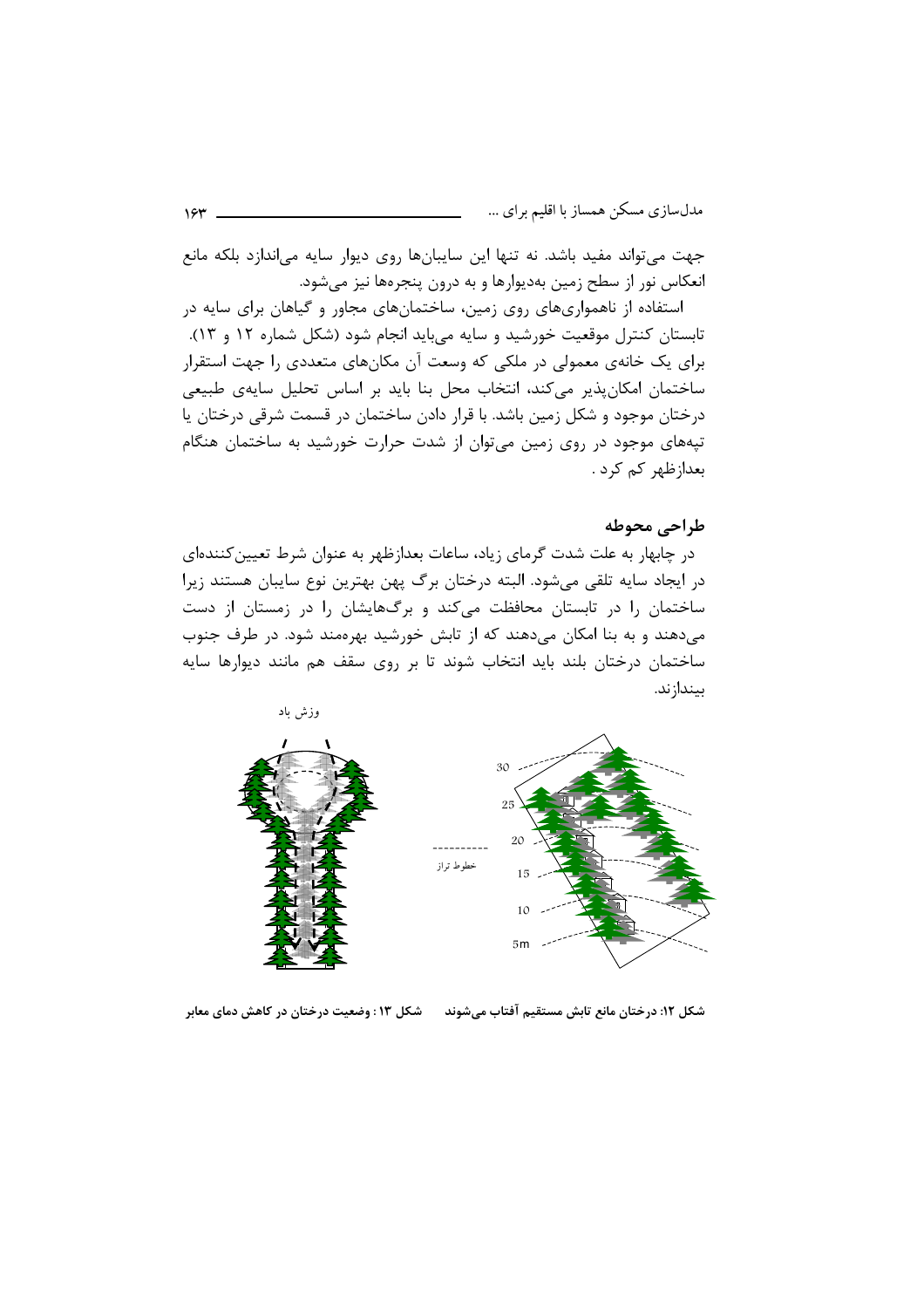جهت می‌تواند مفید باشد. نه تنها این سایبان‌ها روی دیوار سایه می‌اندازد بلکه مانع انعکاس نور از سطح زمین به‌دیوارها و به درون پنجره‌ها نیز می‌شود.

استفاده از ناهمواری‌های روی زمین، ساختمان‌های مجاور و گیاهان برای سایه در تابستان کنترل موقعیت خورشید و سایه می‌باید انجام شود (شکل شماره ۱۲ و ۱۳). برای یک خانه‌ی معمولی در ملکی که وسعت آن مکان‌های متعددی را جهت استقرار ساختمان امکان‌پذیر می‌کند، انتخاب محل بنا باید بر اساس تحلیل سایه‌ی طبیعی درختان موجود و شکل زمین باشد. با قرار دادن ساختمان در قسمت شرقی درختان یا تپه‌های موجود در روی زمین می‌توان از شدت حرارت خورشید به ساختمان هنگام بعدازظهر کم کرد.

## طراحی محوطه

در چابهار به علت شدت گرمای زیاد، ساعات بعدازظهر به عنوان شرط تعیین‌کننده‌ای در ایجاد سایه تلقی می‌شود. البته درختان برگ پهن بهترین نوع سایبان هستند زیرا ساختمان را در تابستان محافظت می‌کند و برگ‌هایشان را در زمستان از دست می‌دهند و به بنا امکان می‌دهند که از تابش خورشید بهره‌مند شود. در طرف جنوب ساختمان درختان بلند باید انتخاب شوند تا بر روی سقف هم مانند دیوارها سایه بیندازند.

شکل ۱۲: درختان مانع تابش مستقیم آفتاب می‌شوند    شکل ۱۳: وضعیت درختان در کاهش دمای معابر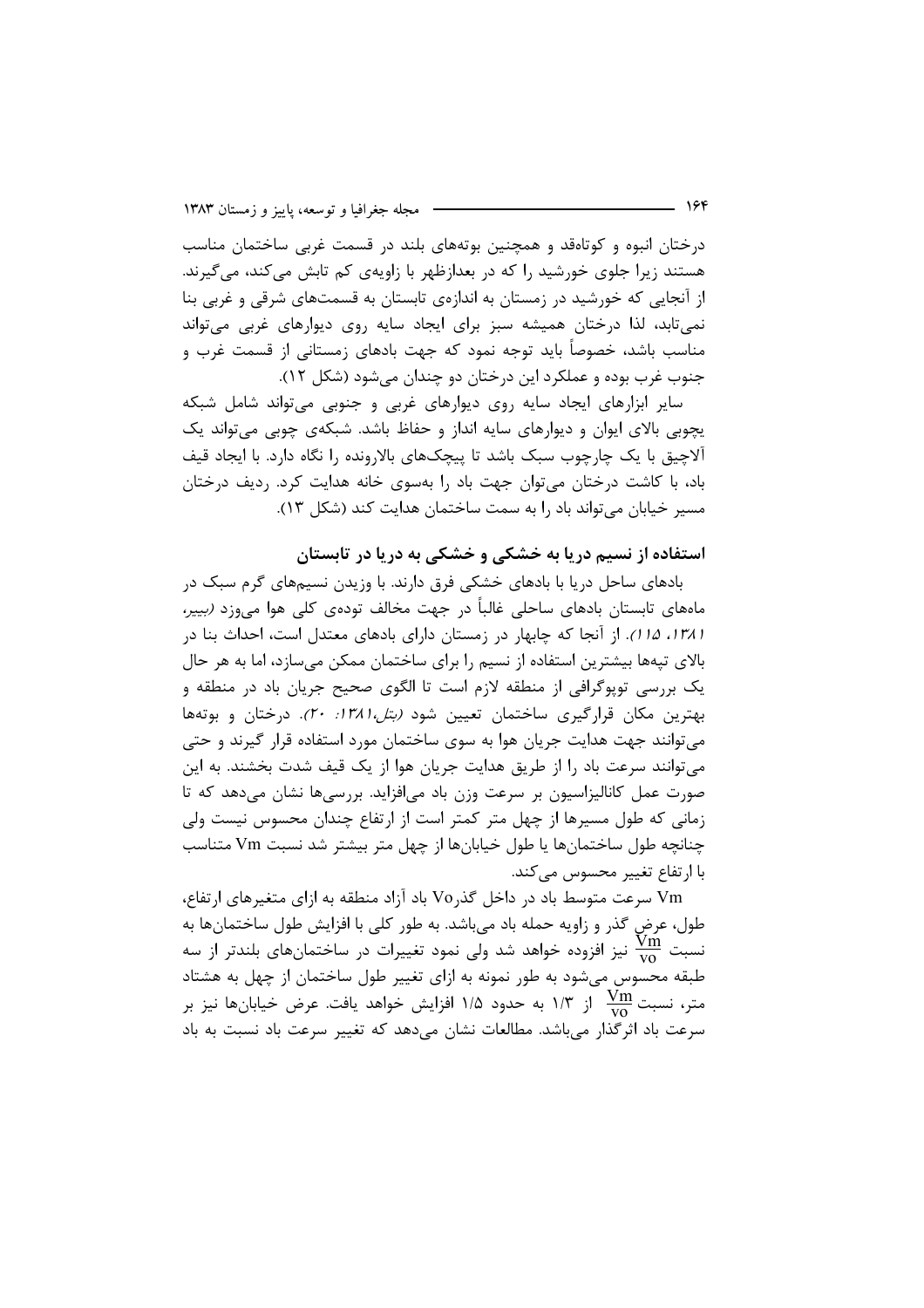درختان انبوه و کوتاه‌قد و همچنین بوته‌های بلند در قسمت غربی ساختمان مناسب هستند زیرا جلوی خورشید را که در بعدازظهر با زاویه‌ی کم تابش می‌کند، می‌گیرند. از آنجایی که خورشید در زمستان به اندازه‌ی تابستان به قسمت‌های شرقی و غربی بنا نمی‌تابد، لذا درختان همیشه سبز برای ایجاد سایه روی دیوارهای غربی می‌تواند مناسب باشد، خصوصاً باید توجه نمود که جهت بادهای زمستانی از قسمت غرب و جنوب غرب بوده و عملکرد این درختان دو چندان می‌شود (شکل ۱۲).

سایر ابزارهای ایجاد سایه روی دیوارهای غربی و جنوبی می‌تواند شامل شبکه پچوبی بالای ایوان و دیوارهای سایه انداز و حفاظ باشد. شبکه‌ی چوبی می‌تواند یک آلاچیق با یک چارچوب سبک باشد تا پیچک‌های بالارونده را نگاه دارد. با ایجاد قیف باد، با کاشت درختان می‌توان جهت باد را به‌سوی خانه هدایت کرد. ردیف درختان مسیر خیابان می‌تواند باد را به سمت ساختمان هدایت کند (شکل ۱۳).

## استفاده از نسیم دریا به خشکی و خشکی به دریا در تابستان

بادهای ساحل دریا با بادهای خشکی فرق دارند. با وزیدن نسیم‌های گرم سبک در ماه‌های تابستان بادهای ساحلی غالباً در جهت مخالف توده‌ی کلی هوا می‌وزد *(بییر، ۱۳۸۱، ۱۱۵)*. از آنجا که چابهار در زمستان دارای بادهای معتدل است، احداث بنا در بالای تپه‌ها بیشترین استفاده از نسیم را برای ساختمان ممکن می‌سازد، اما به هر حال یک بررسی توپوگرافی از منطقه لازم است تا الگوی صحیح جریان باد در منطقه و بهترین مکان قرارگیری ساختمان تعیین شود *(بتل،۱۳۸۱: ۲۰)*. درختان و بوته‌ها می‌توانند جهت هدایت جریان هوا به سوی ساختمان مورد استفاده قرار گیرند و حتی می‌توانند سرعت باد را از طریق هدایت جریان هوا از یک قیف شدت بخشند. به این صورت عمل کانالیزاسیون بر سرعت وزن باد می‌افزاید. بررسی‌ها نشان می‌دهد که تا زمانی که طول مسیرها از چهل متر کمتر است از ارتفاع چندان محسوس نیست ولی چنانچه طول ساختمان‌ها یا طول خیابان‌ها از چهل متر بیشتر شد نسبت Vm متناسب با ارتفاع تغییر محسوس می‌کند.

Vm سرعت متوسط باد در داخل گذر Vo باد آزاد منطقه به ازای متغیرهای ارتفاع، طول، عرض گذر و زاویه حمله باد می‌باشد. به طور کلی با افزایش طول ساختمان‌ها به نسبت $\frac{Vm}{vo}$ نیز افزوده خواهد شد ولی نمود تغییرات در ساختمان‌های بلندتر از سه طبقه محسوس می‌شود به طور نمونه به ازای تغییر طول ساختمان از چهل به هشتاد متر، نسبت $\frac{Vm}{vo}$ از ۱/۳ به حدود ۱/۵ افزایش خواهد یافت. عرض خیابان‌ها نیز بر سرعت باد اثرگذار می‌باشد. مطالعات نشان می‌دهد که تغییر سرعت باد نسبت به باد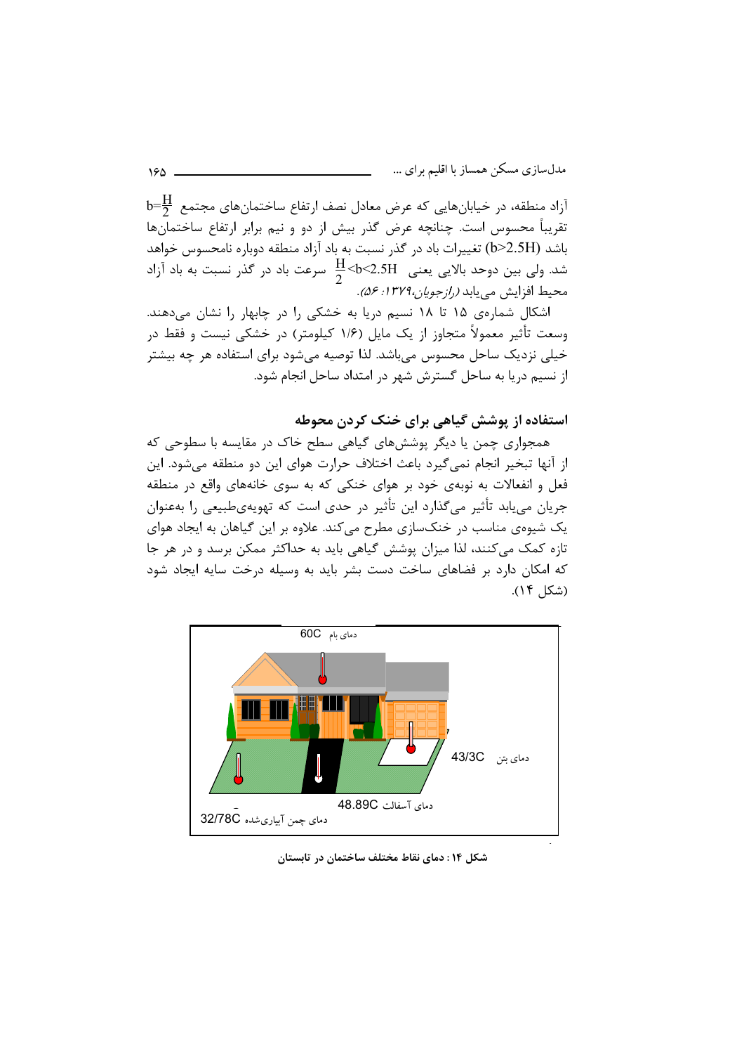آزاد منطقه، در خیابان‌هایی که عرض معادل نصف ارتفاع ساختمان‌های مجتمع $b=\frac{H}{2}$ تقریباً محسوس است. چنانچه عرض گذر بیش از دو و نیم برابر ارتفاع ساختمان‌ها باشد $(b>2.5H)$ تغییرات باد در گذر نسبت به باد آزاد منطقه دوباره نامحسوس خواهد شد. ولی بین دوحد بالایی یعنی $\frac{H}{2}<b<2.5H$ سرعت باد در گذر نسبت به باد آزاد محیط افزایش می‌یابد *(رازجویان،۱۳۷۹: ۵۶)*.

اشکال شماره‌ی ۱۵ تا ۱۸ نسیم دریا به خشکی را در چابهار را نشان می‌دهند. وسعت تأثیر معمولاً متجاوز از یک مایل (۱/۶ کیلومتر) در خشکی نیست و فقط در خیلی نزدیک ساحل محسوس می‌باشد. لذا توصیه می‌شود برای استفاده هر چه بیشتر از نسیم دریا به ساحل گسترش شهر در امتداد ساحل انجام شود.

## استفاده از پوشش گیاهی برای خنک کردن محوطه

همجواری چمن یا دیگر پوشش‌های گیاهی سطح خاک در مقایسه با سطوحی که از آنها تبخیر انجام نمی‌گیرد باعث اختلاف حرارت هوای این دو منطقه می‌شود. این فعل و انفعالات به نوبه‌ی خود بر هوای خنکی که به سوی خانه‌های واقع در منطقه جریان می‌یابد تأثیر می‌گذارد این تأثیر در حدی است که تهویه‌ی‌طبیعی را به‌عنوان یک شیوه‌ی مناسب در خنک‌سازی مطرح می‌کند. علاوه بر این گیاهان به ایجاد هوای تازه کمک می‌کنند، لذا میزان پوشش گیاهی باید به حداکثر ممکن برسد و در هر جا که امکان دارد بر فضاهای ساخت دست بشر باید به وسیله درخت سایه ایجاد شود (شکل ۱۴).

**شکل ۱۴: دمای نقاط مختلف ساختمان در تابستان**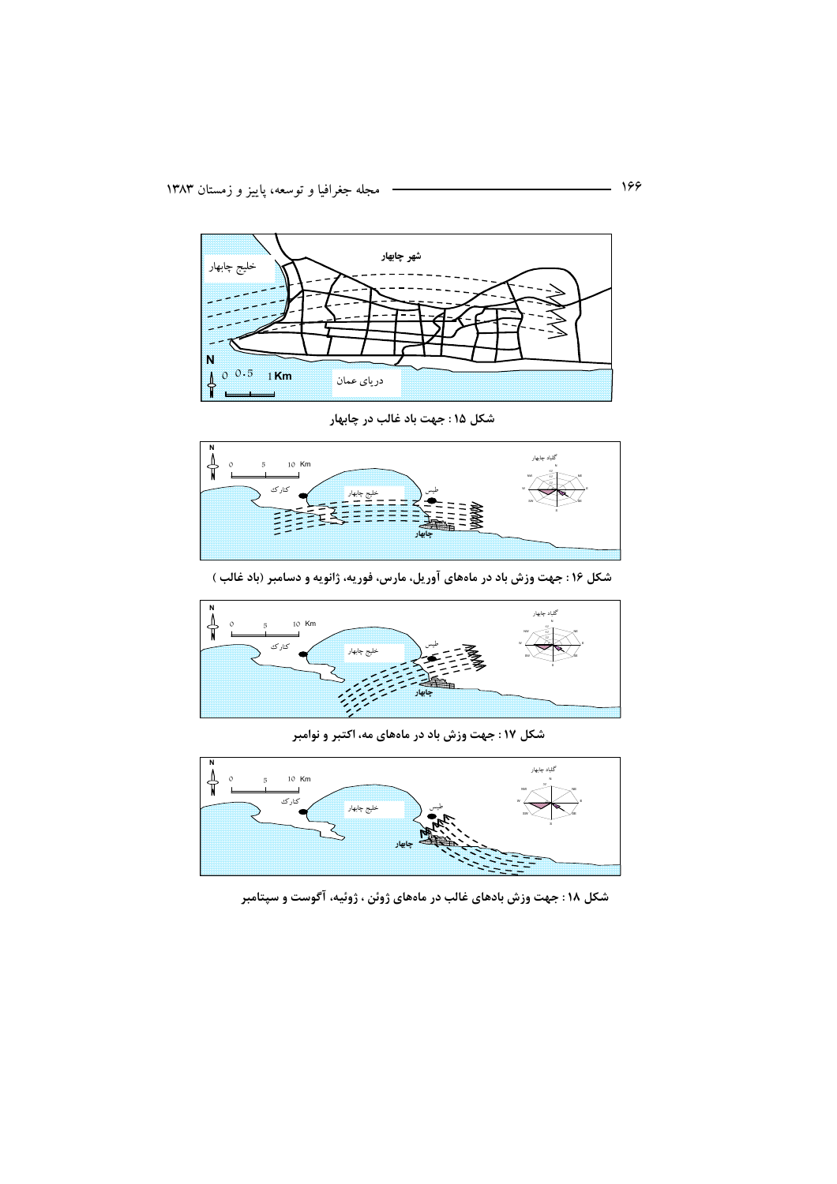شکل ۱۵ : جهت باد غالب در چابهار

شکل ۱۶ : جهت وزش باد در ماه‌های آوریل، مارس، فوریه، ژانویه و دسامبر (باد غالب )

شکل ۱۷ : جهت وزش باد در ماه‌های مه، اکتبر و نوامبر

شکل ۱۸ : جهت وزش بادهای غالب در ماه‌های ژوئن ، ژوئیه، آگوست و سپتامبر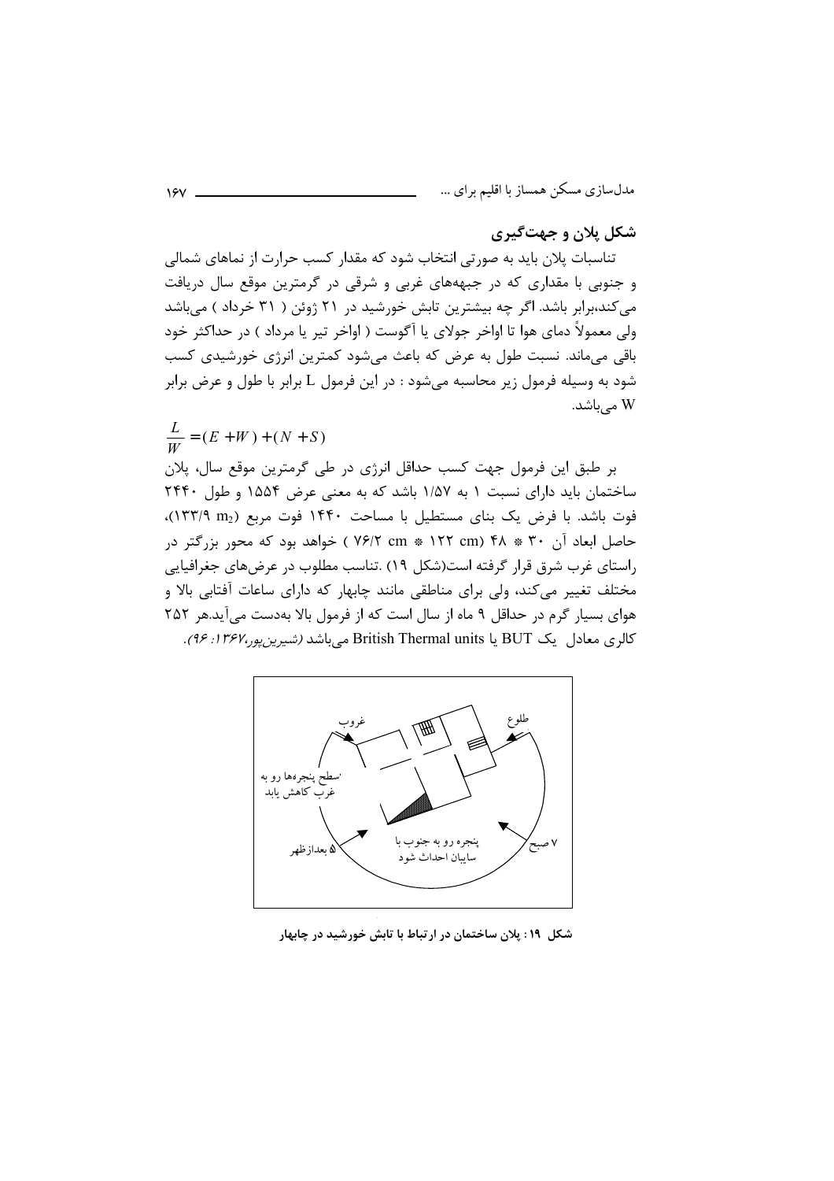## شکل پلان و جهت‌گیری

تناسبات پلان باید به صورتی انتخاب شود که مقدار کسب حرارت از نماهای شمالی و جنوبی با مقداری که در جبهه‌های غربی و شرقی در گرمترین موقع سال دریافت می‌کند،برابر باشد. اگر چه بیشترین تابش خورشید در ۲۱ ژوئن ( ۳۱ خرداد ) می‌باشد ولی معمولاً دمای هوا تا اواخر جولای یا آگوست ( اواخر تیر یا مرداد ) در حداکثر خود باقی می‌ماند. نسبت طول به عرض که باعث می‌شود کمترین انرژی خورشیدی کسب شود به وسیله فرمول زیر محاسبه می‌شود : در این فرمول L برابر با طول و عرض برابر W می‌باشد.

$$\frac{L}{W} = (E + W) + (N + S)$$

بر طبق این فرمول جهت کسب حداقل انرژی در طی گرمترین موقع سال، پلان ساختمان باید دارای نسبت ۱ به ۱/۵۷ باشد که به معنی عرض ۱۵۵۴ و طول ۲۴۴۰ فوت باشد. با فرض یک بنای مستطیل با مساحت ۱۴۴۰ فوت مربع (۱۳۳/۹ $m_2$)، حاصل ابعاد آن ۳۰ * ۴۸ (۱۲۲ cm * ۷۶/۲ cm ) خواهد بود که محور بزرگتر در راستای غرب شرق قرار گرفته است(شکل ۱۹) .تناسب مطلوب در عرض‌های جغرافیایی مختلف تغییر می‌کند، ولی برای مناطقی مانند چابهار که دارای ساعات آفتابی بالا و هوای بسیار گرم در حداقل ۹ ماه از سال است که از فرمول بالا به‌دست می‌آید.هر ۲۵۲ کالری معادل یک BUT یا British Thermal units می‌باشد *(شیرین‌پور،۱۳۶۷: ۹۶)*.

شکل ۱۹: پلان ساختمان در ارتباط با تابش خورشید در چابهار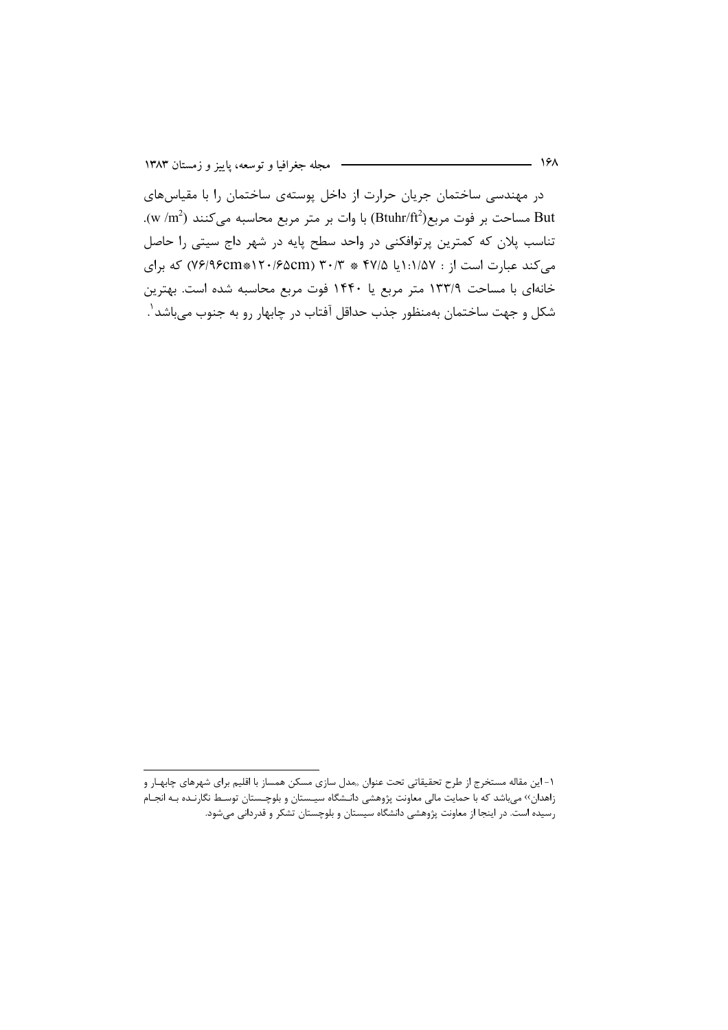در مهندسی ساختمان جریان حرارت از داخل پوسته‌ی ساختمان را با مقیاس‌های But مساحت بر فوت مربع($Btuhr/ft^2$) با وات بر متر مربع محاسبه می‌کنند ($w/m^2$). تناسب پلان که کمترین پرتوافکنی در واحد سطح پایه در شهر داج سیتی را حاصل می‌کند عبارت است از : ۱:۱/۵۷یا ۴۷/۵ * ۳۰/۳ (۷۶/۹۶cm*۱۲۰/۶۵cm) که برای خانه‌ای با مساحت ۱۳۳/۹ متر مربع یا ۱۴۴۰ فوت مربع محاسبه شده است. بهترین شکل و جهت ساختمان به‌منظور جذب حداقل آفتاب در چابهار رو به جنوب می‌باشد[۱].

---

۱- این مقاله مستخرج از طرح تحقیقاتی تحت عنوان «مدل سازی مسکن همساز با اقلیم برای شهرهای چابهار و زاهدان» می‌باشد که با حمایت مالی معاونت پژوهشی دانشگاه سیستان و بلوچستان توسط نگارنده به انجام رسیده است. در اینجا از معاونت پژوهشی دانشگاه سیستان و بلوچستان تشکر و قدردانی می‌شود.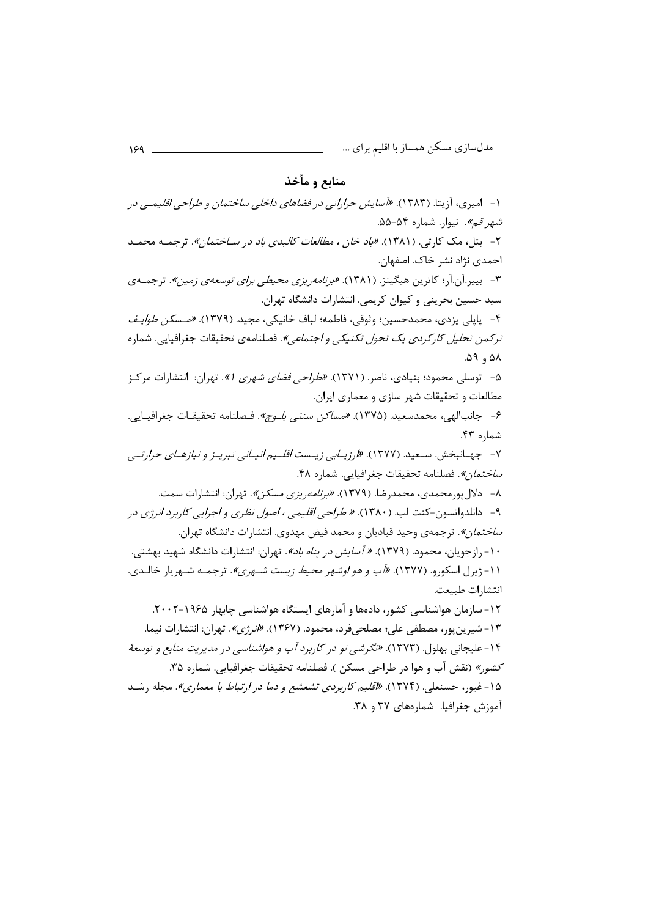## منابع و مأخذ

۱- امیری، آزیتا. (۱۳۸۳). *«آسایش حرارتی در فضاهای داخلی ساختمان و طراحی اقلیمی در شهر قم»*. نیوار. شماره ۵۴-۵۵.

۲- بتل، مک کارتی. (۱۳۸۱). *«باد خان ، مطالعات کالبدی باد در ساختمان»*. ترجمه محمد احمدی نژاد نشر خاک. اصفهان.

۳- بییر.آن.آر؛ کاترین هیگینز. (۱۳۸۱). *«برنامه‌ریزی محیطی برای توسعه‌ی زمین»*. ترجمه‌ی سید حسین بحرینی و کیوان کریمی. انتشارات دانشگاه تهران.

۴- پاپلی یزدی، محمدحسین؛ وثوقی، فاطمه؛ لباف خانیکی، مجید. (۱۳۷۹). *«مسکن طوایف ترکمن تحلیل کارکردی یک تحول تکنیکی و اجتماعی»*. فصلنامه‌ی تحقیقات جغرافیایی. شماره ۵۸ و ۵۹.

۵- توسلی محمود؛ بنیادی، ناصر. (۱۳۷۱). *«طراحی فضای شهری ۱»*. تهران: انتشارات مرکز مطالعات و تحقیقات شهر سازی و معماری ایران.

۶- جانب‌الهی، محمدسعید. (۱۳۷۵). *«مساکن سنتی بلوچ»*. فصلنامه تحقیقات جغرافیایی. شماره ۴۳.

۷- جهانبخش. سعید. (۱۳۷۷). *«ارزیابی زیست اقلیم انسانی تبریز و نیازهای حرارتی ساختمان»*. فصلنامه تحفیقات جغرافیایی. شماره ۴۸.

۸- دلال‌پورمحمدی، محمدرضا. (۱۳۷۹). *«برنامه‌ریزی مسکن»*. تهران: انتشارات سمت.

۹- دانلدواتسون-کنت لب. (۱۳۸۰). *« طراحی اقلیمی ، اصول نظری و اجرایی کاربرد انرژی در ساختمان»*. ترجمه‌ی وحید قبادیان و محمد فیض مهدوی. انتشارات دانشگاه تهران.

۱۰- رازجویان، محمود. (۱۳۷۹). *« آسایش در پناه باد»*. تهران: انتشارات دانشگاه شهید بهشتی.

۱۱- ژیرل اسکورو. (۱۳۷۷). *«آب و هوا وشهر محیط زیست شهری»*. ترجمه شهریار خالدی. انتشارات طبیعت.

۱۲- سازمان هواشناسی کشور، داده‌ها و آمارهای ایستگاه هواشناسی چابهار ۱۹۶۵-۲۰۰۲.

۱۳- شیرین‌پور، مصطفی علی؛ مصلحی‌فرد، محمود. (۱۳۶۷). *«انرژی»*. تهران: انتشارات نیما.

۱۴- علیجانی بهلول. (۱۳۷۳). *«نگرشی نو در کاربرد آب و هواشناسی در مدیریت منابع و توسعهٔ کشور»* (نقش آب و هوا در طراحی مسکن ). فصلنامه تحقیقات جغرافیایی. شماره ۳۵.

۱۵- غیور، حسنعلی. (۱۳۷۴). *«اقلیم کاربردی تشعشع و دما در ارتباط با معماری»*. مجله رشد آموزش جغرافیا. شماره‌های ۳۷ و ۳۸.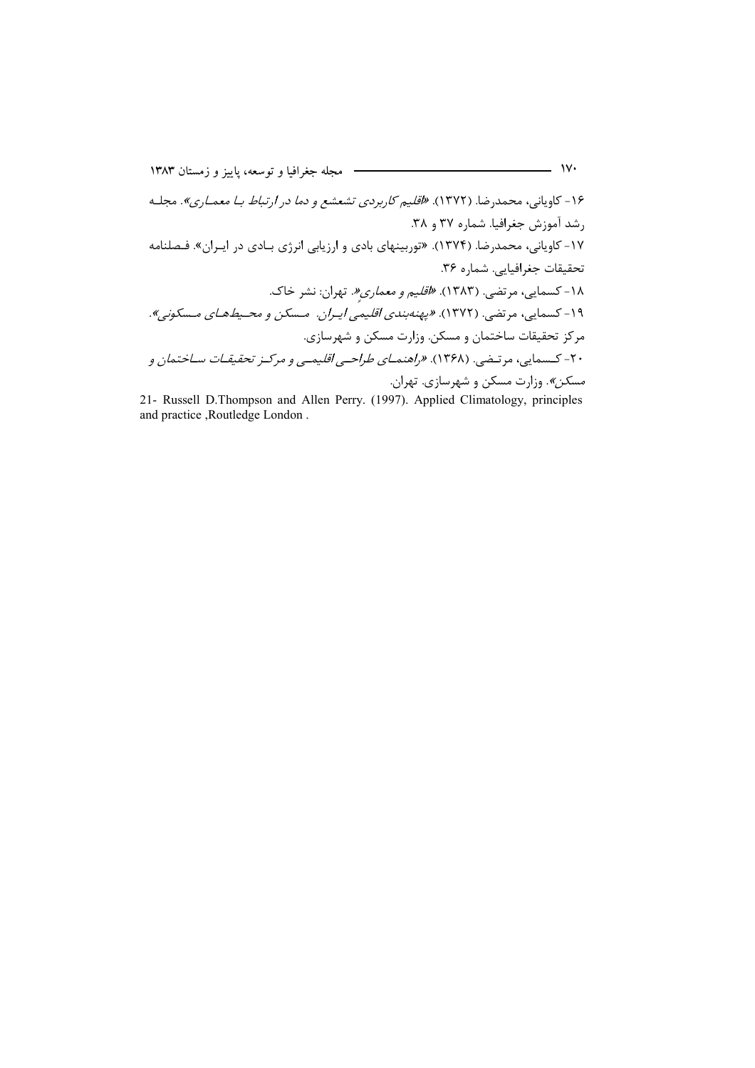۱۶- کاویانی، محمدرضا. (۱۳۷۲). «*اقلیم کاربردی تشعشع و دما در ارتباط با معماری*». مجله رشد آموزش جغرافیا. شماره ۳۷ و ۳۸.

۱۷- کاویانی، محمدرضا. (۱۳۷۴). «توربینهای بادی و ارزیابی انرژی بادی در ایران». فصلنامه تحقیقات جغرافیایی. شماره ۳۶.

۱۸- کسمایی، مرتضی. (۱۳۸۳). «*اقلیم و معماری*». تهران: نشر خاک.

۱۹- کسمایی، مرتضی. (۱۳۷۲). «*پهنه‌بندی اقلیمی ایران. مسکن و محیط‌های مسکونی*». مرکز تحقیقات ساختمان و مسکن. وزارت مسکن و شهرسازی.

۲۰- کسمایی، مرتضی. (۱۳۶۸). «*راهنمای طراحی اقلیمی و مرکز تحقیقات ساختمان و مسکن*». وزارت مسکن و شهرسازی. تهران.

21- Russell D.Thompson and Allen Perry. (1997). Applied Climatology, principles and practice ,Routledge London .